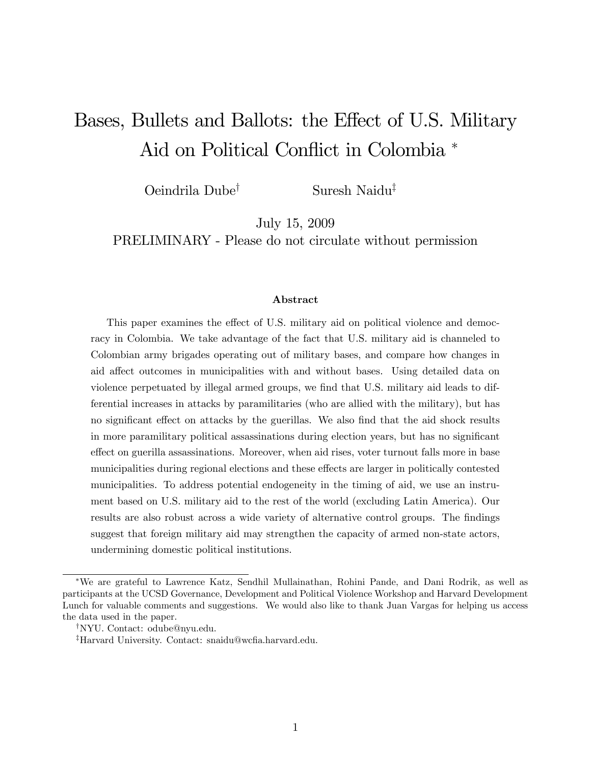# Bases, Bullets and Ballots: the Effect of U.S. Military Aid on Political Conflict in Colombia *

Oeindrila Dube† Suresh Naidu‡

July 15, 2009

PRELIMINARY - Please do not circulate without permission

### Abstract

This paper examines the effect of U.S. military aid on political violence and democracy in Colombia. We take advantage of the fact that U.S. military aid is channeled to Colombian army brigades operating out of military bases, and compare how changes in aid affect outcomes in municipalities with and without bases. Using detailed data on violence perpetuated by illegal armed groups, we find that U.S. military aid leads to differential increases in attacks by paramilitaries (who are allied with the military), but has no significant effect on attacks by the guerillas. We also find that the aid shock results in more paramilitary political assassinations during election years, but has no significant effect on guerilla assassinations. Moreover, when aid rises, voter turnout falls more in base municipalities during regional elections and these effects are larger in politically contested municipalities. To address potential endogeneity in the timing of aid, we use an instrument based on U.S. military aid to the rest of the world (excluding Latin America). Our results are also robust across a wide variety of alternative control groups. The findings suggest that foreign military aid may strengthen the capacity of armed non-state actors, undermining domestic political institutions.

---

*We are grateful to Lawrence Katz, Sendhil Mullainathan, Rohini Pande, and Dani Rodrik, as well as participants at the UCSD Governance, Development and Political Violence Workshop and Harvard Development Lunch for valuable comments and suggestions. We would also like to thank Juan Vargas for helping us access the data used in the paper.

†NYU. Contact: odube@nyu.edu.

‡Harvard University. Contact: snaidu@wcfia.harvard.edu.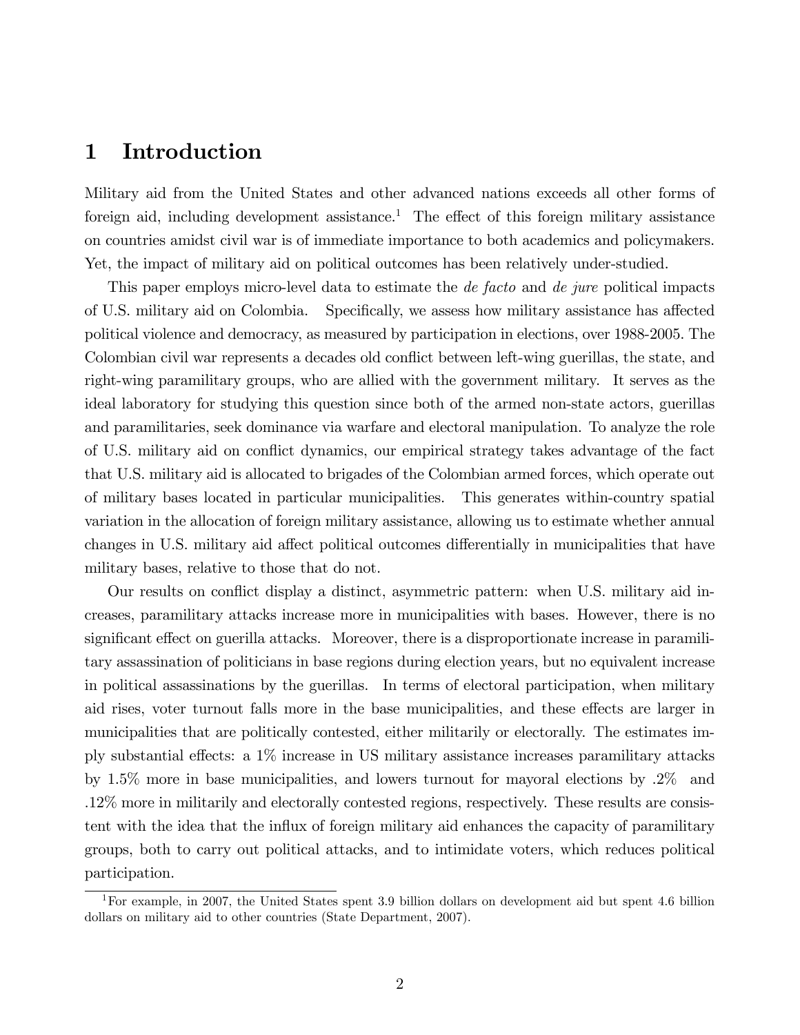# 1 Introduction

Military aid from the United States and other advanced nations exceeds all other forms of foreign aid, including development assistance.[1] The effect of this foreign military assistance on countries amidst civil war is of immediate importance to both academics and policymakers. Yet, the impact of military aid on political outcomes has been relatively under-studied.

This paper employs micro-level data to estimate the *de facto* and *de jure* political impacts of U.S. military aid on Colombia. Specifically, we assess how military assistance has affected political violence and democracy, as measured by participation in elections, over 1988-2005. The Colombian civil war represents a decades old conflict between left-wing guerillas, the state, and right-wing paramilitary groups, who are allied with the government military. It serves as the ideal laboratory for studying this question since both of the armed non-state actors, guerillas and paramilitaries, seek dominance via warfare and electoral manipulation. To analyze the role of U.S. military aid on conflict dynamics, our empirical strategy takes advantage of the fact that U.S. military aid is allocated to brigades of the Colombian armed forces, which operate out of military bases located in particular municipalities. This generates within-country spatial variation in the allocation of foreign military assistance, allowing us to estimate whether annual changes in U.S. military aid affect political outcomes differentially in municipalities that have military bases, relative to those that do not.

Our results on conflict display a distinct, asymmetric pattern: when U.S. military aid increases, paramilitary attacks increase more in municipalities with bases. However, there is no significant effect on guerilla attacks. Moreover, there is a disproportionate increase in paramilitary assassination of politicians in base regions during election years, but no equivalent increase in political assassinations by the guerillas. In terms of electoral participation, when military aid rises, voter turnout falls more in the base municipalities, and these effects are larger in municipalities that are politically contested, either militarily or electorally. The estimates imply substantial effects: a 1% increase in US military assistance increases paramilitary attacks by 1.5% more in base municipalities, and lowers turnout for mayoral elections by .2% and .12% more in militarily and electorally contested regions, respectively. These results are consistent with the idea that the influx of foreign military aid enhances the capacity of paramilitary groups, both to carry out political attacks, and to intimidate voters, which reduces political participation.

[1] For example, in 2007, the United States spent 3.9 billion dollars on development aid but spent 4.6 billion dollars on military aid to other countries (State Department, 2007).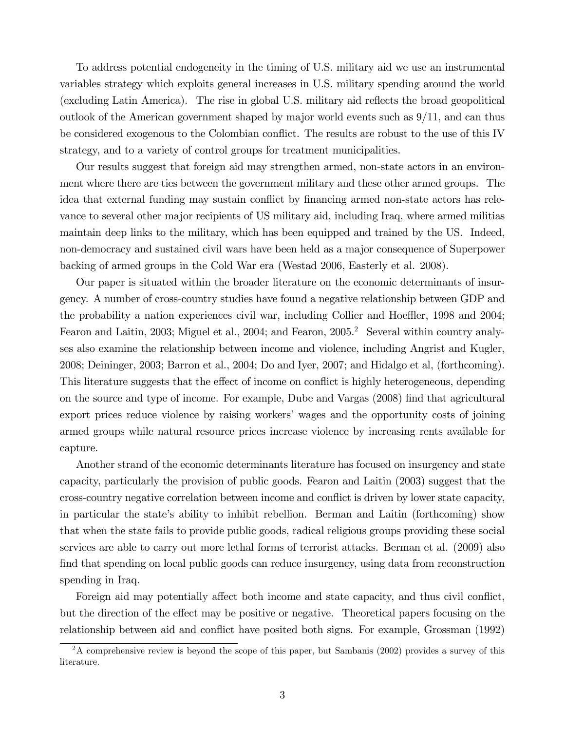To address potential endogeneity in the timing of U.S. military aid we use an instrumental variables strategy which exploits general increases in U.S. military spending around the world (excluding Latin America). The rise in global U.S. military aid reflects the broad geopolitical outlook of the American government shaped by major world events such as 9/11, and can thus be considered exogenous to the Colombian conflict. The results are robust to the use of this IV strategy, and to a variety of control groups for treatment municipalities.

Our results suggest that foreign aid may strengthen armed, non-state actors in an environment where there are ties between the government military and these other armed groups. The idea that external funding may sustain conflict by financing armed non-state actors has relevance to several other major recipients of US military aid, including Iraq, where armed militias maintain deep links to the military, which has been equipped and trained by the US. Indeed, non-democracy and sustained civil wars have been held as a major consequence of Superpower backing of armed groups in the Cold War era (Westad 2006, Easterly et al. 2008).

Our paper is situated within the broader literature on the economic determinants of insurgency. A number of cross-country studies have found a negative relationship between GDP and the probability a nation experiences civil war, including Collier and Hoeffler, 1998 and 2004; Fearon and Laitin, 2003; Miguel et al., 2004; and Fearon, 2005.[2] Several within country analyses also examine the relationship between income and violence, including Angrist and Kugler, 2008; Deininger, 2003; Barron et al., 2004; Do and Iyer, 2007; and Hidalgo et al, (forthcoming). This literature suggests that the effect of income on conflict is highly heterogeneous, depending on the source and type of income. For example, Dube and Vargas (2008) find that agricultural export prices reduce violence by raising workers' wages and the opportunity costs of joining armed groups while natural resource prices increase violence by increasing rents available for capture.

Another strand of the economic determinants literature has focused on insurgency and state capacity, particularly the provision of public goods. Fearon and Laitin (2003) suggest that the cross-country negative correlation between income and conflict is driven by lower state capacity, in particular the state's ability to inhibit rebellion. Berman and Laitin (forthcoming) show that when the state fails to provide public goods, radical religious groups providing these social services are able to carry out more lethal forms of terrorist attacks. Berman et al. (2009) also find that spending on local public goods can reduce insurgency, using data from reconstruction spending in Iraq.

Foreign aid may potentially affect both income and state capacity, and thus civil conflict, but the direction of the effect may be positive or negative. Theoretical papers focusing on the relationship between aid and conflict have posited both signs. For example, Grossman (1992)

[2] A comprehensive review is beyond the scope of this paper, but Sambanis (2002) provides a survey of this literature.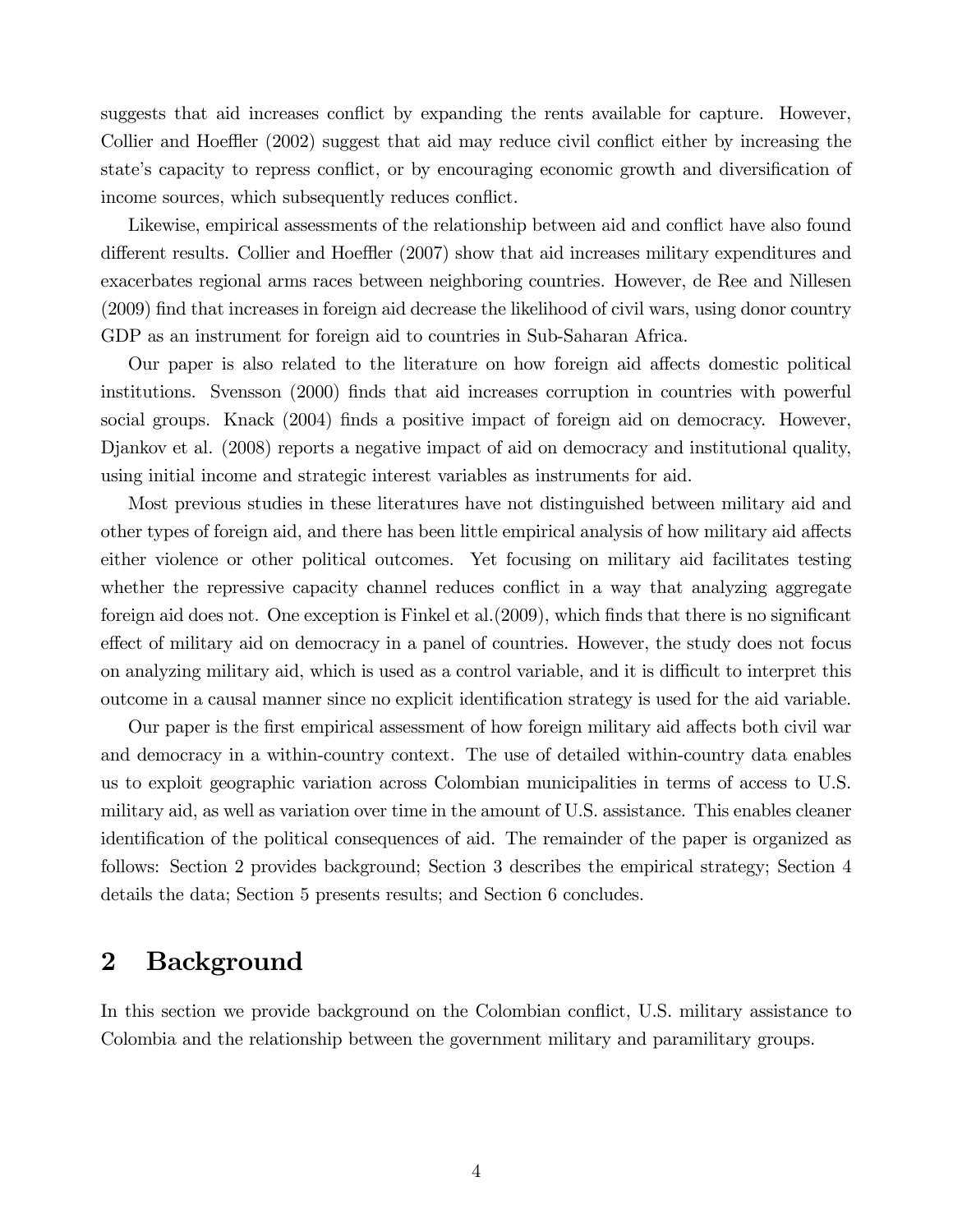suggests that aid increases conflict by expanding the rents available for capture. However, Collier and Hoeffler (2002) suggest that aid may reduce civil conflict either by increasing the state's capacity to repress conflict, or by encouraging economic growth and diversification of income sources, which subsequently reduces conflict.

Likewise, empirical assessments of the relationship between aid and conflict have also found different results. Collier and Hoeffler (2007) show that aid increases military expenditures and exacerbates regional arms races between neighboring countries. However, de Ree and Nillesen (2009) find that increases in foreign aid decrease the likelihood of civil wars, using donor country GDP as an instrument for foreign aid to countries in Sub-Saharan Africa.

Our paper is also related to the literature on how foreign aid affects domestic political institutions. Svensson (2000) finds that aid increases corruption in countries with powerful social groups. Knack (2004) finds a positive impact of foreign aid on democracy. However, Djankov et al. (2008) reports a negative impact of aid on democracy and institutional quality, using initial income and strategic interest variables as instruments for aid.

Most previous studies in these literatures have not distinguished between military aid and other types of foreign aid, and there has been little empirical analysis of how military aid affects either violence or other political outcomes. Yet focusing on military aid facilitates testing whether the repressive capacity channel reduces conflict in a way that analyzing aggregate foreign aid does not. One exception is Finkel et al.(2009), which finds that there is no significant effect of military aid on democracy in a panel of countries. However, the study does not focus on analyzing military aid, which is used as a control variable, and it is difficult to interpret this outcome in a causal manner since no explicit identification strategy is used for the aid variable.

Our paper is the first empirical assessment of how foreign military aid affects both civil war and democracy in a within-country context. The use of detailed within-country data enables us to exploit geographic variation across Colombian municipalities in terms of access to U.S. military aid, as well as variation over time in the amount of U.S. assistance. This enables cleaner identification of the political consequences of aid. The remainder of the paper is organized as follows: Section 2 provides background; Section 3 describes the empirical strategy; Section 4 details the data; Section 5 presents results; and Section 6 concludes.

## 2 Background

In this section we provide background on the Colombian conflict, U.S. military assistance to Colombia and the relationship between the government military and paramilitary groups.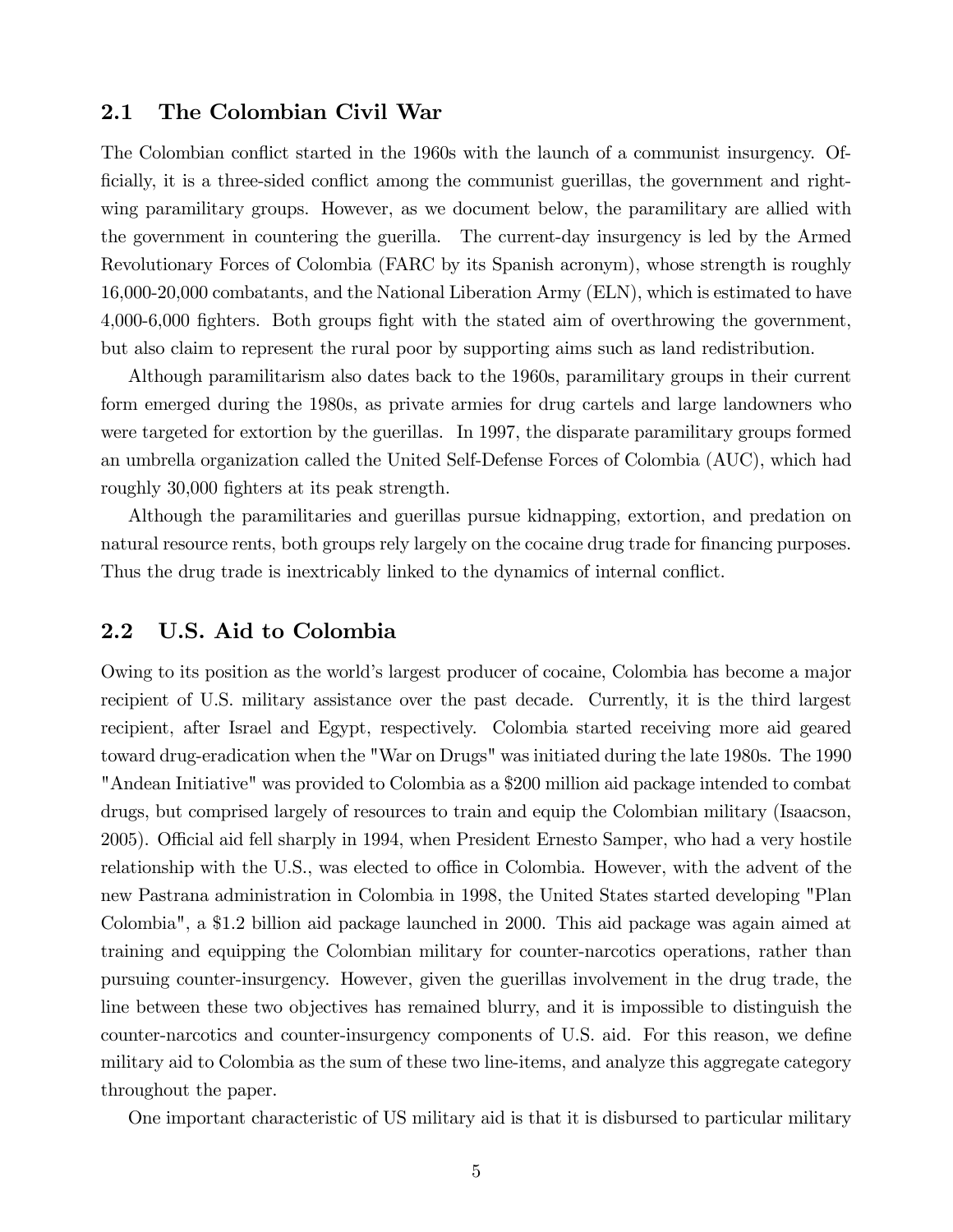## 2.1 The Colombian Civil War

The Colombian conflict started in the 1960s with the launch of a communist insurgency. Officially, it is a three-sided conflict among the communist guerillas, the government and right-wing paramilitary groups. However, as we document below, the paramilitary are allied with the government in countering the guerilla. The current-day insurgency is led by the Armed Revolutionary Forces of Colombia (FARC by its Spanish acronym), whose strength is roughly 16,000-20,000 combatants, and the National Liberation Army (ELN), which is estimated to have 4,000-6,000 fighters. Both groups fight with the stated aim of overthrowing the government, but also claim to represent the rural poor by supporting aims such as land redistribution.

Although paramilitarism also dates back to the 1960s, paramilitary groups in their current form emerged during the 1980s, as private armies for drug cartels and large landowners who were targeted for extortion by the guerillas. In 1997, the disparate paramilitary groups formed an umbrella organization called the United Self-Defense Forces of Colombia (AUC), which had roughly 30,000 fighters at its peak strength.

Although the paramilitaries and guerillas pursue kidnapping, extortion, and predation on natural resource rents, both groups rely largely on the cocaine drug trade for financing purposes. Thus the drug trade is inextricably linked to the dynamics of internal conflict.

## 2.2 U.S. Aid to Colombia

Owing to its position as the world's largest producer of cocaine, Colombia has become a major recipient of U.S. military assistance over the past decade. Currently, it is the third largest recipient, after Israel and Egypt, respectively. Colombia started receiving more aid geared toward drug-eradication when the "War on Drugs" was initiated during the late 1980s. The 1990 "Andean Initiative" was provided to Colombia as a $200 million aid package intended to combat drugs, but comprised largely of resources to train and equip the Colombian military (Isaacson, 2005). Official aid fell sharply in 1994, when President Ernesto Samper, who had a very hostile relationship with the U.S., was elected to office in Colombia. However, with the advent of the new Pastrana administration in Colombia in 1998, the United States started developing "Plan Colombia", a $1.2 billion aid package launched in 2000. This aid package was again aimed at training and equipping the Colombian military for counter-narcotics operations, rather than pursuing counter-insurgency. However, given the guerillas involvement in the drug trade, the line between these two objectives has remained blurry, and it is impossible to distinguish the counter-narcotics and counter-insurgency components of U.S. aid. For this reason, we define military aid to Colombia as the sum of these two line-items, and analyze this aggregate category throughout the paper.

One important characteristic of US military aid is that it is disbursed to particular military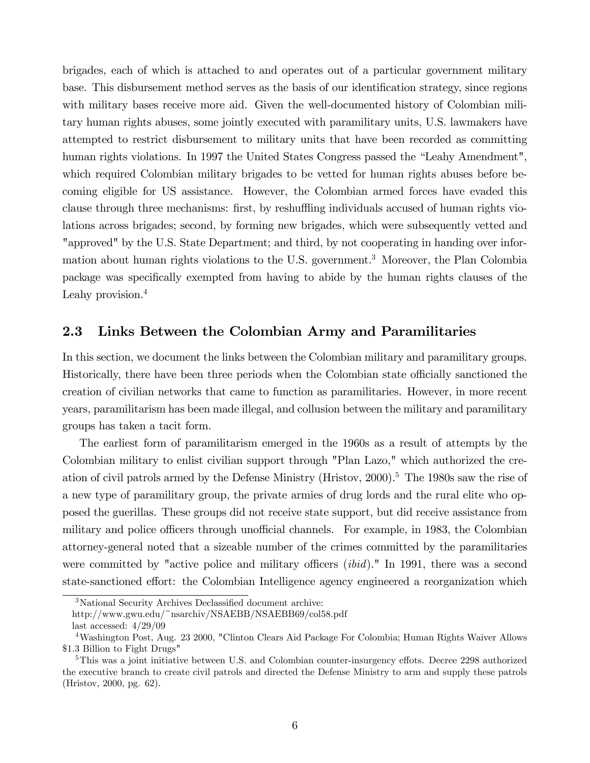brigades, each of which is attached to and operates out of a particular government military base. This disbursement method serves as the basis of our identification strategy, since regions with military bases receive more aid. Given the well-documented history of Colombian military human rights abuses, some jointly executed with paramilitary units, U.S. lawmakers have attempted to restrict disbursement to military units that have been recorded as committing human rights violations. In 1997 the United States Congress passed the "Leahy Amendment", which required Colombian military brigades to be vetted for human rights abuses before becoming eligible for US assistance. However, the Colombian armed forces have evaded this clause through three mechanisms: first, by reshuffling individuals accused of human rights violations across brigades; second, by forming new brigades, which were subsequently vetted and "approved" by the U.S. State Department; and third, by not cooperating in handing over information about human rights violations to the U.S. government.[3] Moreover, the Plan Colombia package was specifically exempted from having to abide by the human rights clauses of the Leahy provision.[4]

## 2.3 Links Between the Colombian Army and Paramilitaries

In this section, we document the links between the Colombian military and paramilitary groups. Historically, there have been three periods when the Colombian state officially sanctioned the creation of civilian networks that came to function as paramilitaries. However, in more recent years, paramilitarism has been made illegal, and collusion between the military and paramilitary groups has taken a tacit form.

The earliest form of paramilitarism emerged in the 1960s as a result of attempts by the Colombian military to enlist civilian support through "Plan Lazo," which authorized the creation of civil patrols armed by the Defense Ministry (Hristov, 2000).[5] The 1980s saw the rise of a new type of paramilitary group, the private armies of drug lords and the rural elite who opposed the guerillas. These groups did not receive state support, but did receive assistance from military and police officers through unofficial channels. For example, in 1983, the Colombian attorney-general noted that a sizeable number of the crimes committed by the paramilitaries were committed by "active police and military officers (*ibid*)." In 1991, there was a second state-sanctioned effort: the Colombian Intelligence agency engineered a reorganization which

---

[3] National Security Archives Declassified document archive:
http://www.gwu.edu/~nsarchiv/NSAEBB/NSAEBB69/col58.pdf
last accessed: 4/29/09

[4] Washington Post, Aug. 23 2000, "Clinton Clears Aid Package For Colombia; Human Rights Waiver Allows $1.3 Billion to Fight Drugs"

[5] This was a joint initiative between U.S. and Colombian counter-insurgency effots. Decree 2298 authorized the executive branch to create civil patrols and directed the Defense Ministry to arm and supply these patrols (Hristov, 2000, pg. 62).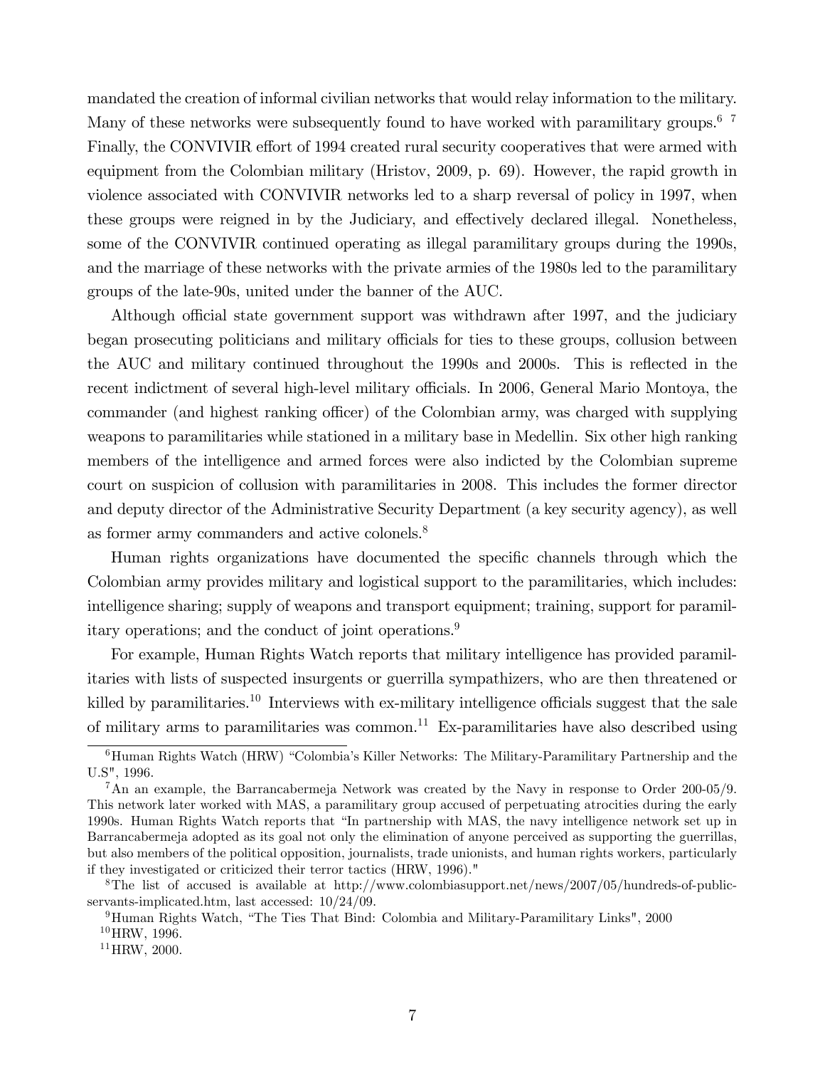mandated the creation of informal civilian networks that would relay information to the military. Many of these networks were subsequently found to have worked with paramilitary groups.[6] [7] Finally, the CONVIVIR effort of 1994 created rural security cooperatives that were armed with equipment from the Colombian military (Hristov, 2009, p. 69). However, the rapid growth in violence associated with CONVIVIR networks led to a sharp reversal of policy in 1997, when these groups were reigned in by the Judiciary, and effectively declared illegal. Nonetheless, some of the CONVIVIR continued operating as illegal paramilitary groups during the 1990s, and the marriage of these networks with the private armies of the 1980s led to the paramilitary groups of the late-90s, united under the banner of the AUC.

Although official state government support was withdrawn after 1997, and the judiciary began prosecuting politicians and military officials for ties to these groups, collusion between the AUC and military continued throughout the 1990s and 2000s. This is reflected in the recent indictment of several high-level military officials. In 2006, General Mario Montoya, the commander (and highest ranking officer) of the Colombian army, was charged with supplying weapons to paramilitaries while stationed in a military base in Medellin. Six other high ranking members of the intelligence and armed forces were also indicted by the Colombian supreme court on suspicion of collusion with paramilitaries in 2008. This includes the former director and deputy director of the Administrative Security Department (a key security agency), as well as former army commanders and active colonels.[8]

Human rights organizations have documented the specific channels through which the Colombian army provides military and logistical support to the paramilitaries, which includes: intelligence sharing; supply of weapons and transport equipment; training, support for paramilitary operations; and the conduct of joint operations.[9]

For example, Human Rights Watch reports that military intelligence has provided paramilitaries with lists of suspected insurgents or guerrilla sympathizers, who are then threatened or killed by paramilitaries.[10] Interviews with ex-military intelligence officials suggest that the sale of military arms to paramilitaries was common.[11] Ex-paramilitaries have also described using

[6] Human Rights Watch (HRW) "Colombia's Killer Networks: The Military-Paramilitary Partnership and the U.S", 1996.

[7] An an example, the Barrancabermeja Network was created by the Navy in response to Order 200-05/9. This network later worked with MAS, a paramilitary group accused of perpetuating atrocities during the early 1990s. Human Rights Watch reports that "In partnership with MAS, the navy intelligence network set up in Barrancabermeja adopted as its goal not only the elimination of anyone perceived as supporting the guerrillas, but also members of the political opposition, journalists, trade unionists, and human rights workers, particularly if they investigated or criticized their terror tactics (HRW, 1996)."

[8] The list of accused is available at http://www.colombiasupport.net/news/2007/05/hundreds-of-public-servants-implicated.htm, last accessed: 10/24/09.

[9] Human Rights Watch, "The Ties That Bind: Colombia and Military-Paramilitary Links", 2000

[10] HRW, 1996.

[11] HRW, 2000.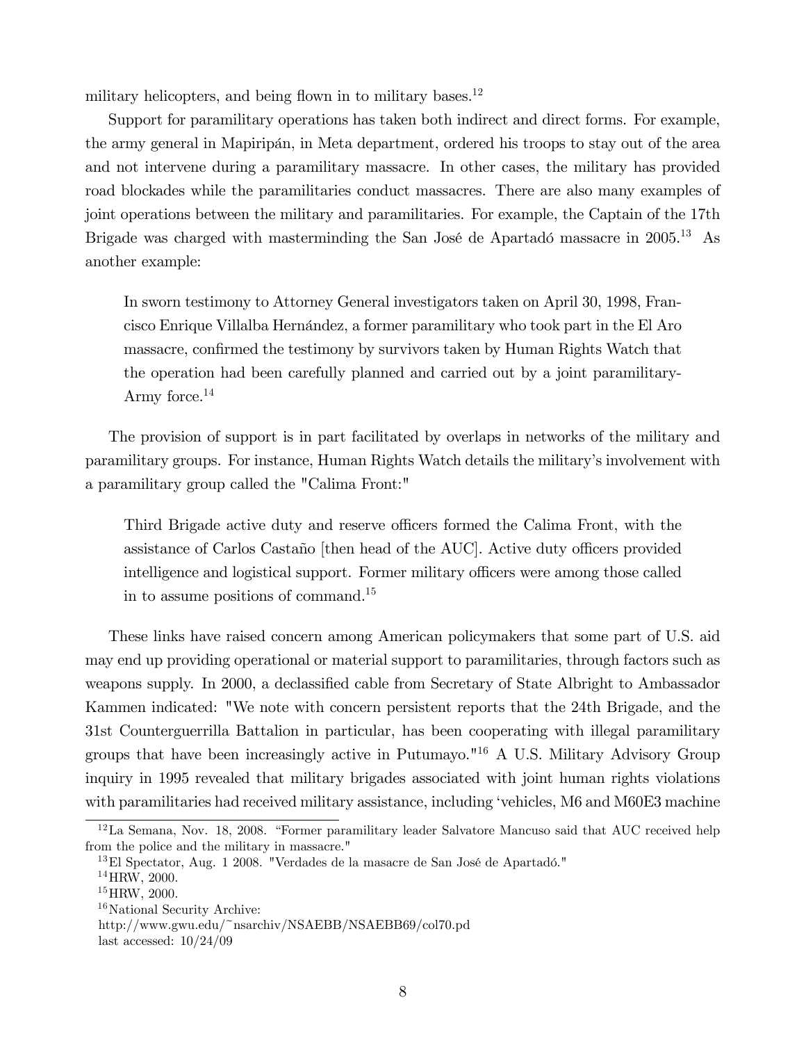military helicopters, and being flown in to military bases.[12]

Support for paramilitary operations has taken both indirect and direct forms. For example, the army general in Mapiripán, in Meta department, ordered his troops to stay out of the area and not intervene during a paramilitary massacre. In other cases, the military has provided road blockades while the paramilitaries conduct massacres. There are also many examples of joint operations between the military and paramilitaries. For example, the Captain of the 17th Brigade was charged with masterminding the San José de Apartadó massacre in 2005.[13] As another example:

> In sworn testimony to Attorney General investigators taken on April 30, 1998, Francisco Enrique Villalba Hernández, a former paramilitary who took part in the El Aro massacre, confirmed the testimony by survivors taken by Human Rights Watch that the operation had been carefully planned and carried out by a joint paramilitary-Army force.[14]

The provision of support is in part facilitated by overlaps in networks of the military and paramilitary groups. For instance, Human Rights Watch details the military's involvement with a paramilitary group called the "Calima Front:"

> Third Brigade active duty and reserve officers formed the Calima Front, with the assistance of Carlos Castaño [then head of the AUC]. Active duty officers provided intelligence and logistical support. Former military officers were among those called in to assume positions of command.[15]

These links have raised concern among American policymakers that some part of U.S. aid may end up providing operational or material support to paramilitaries, through factors such as weapons supply. In 2000, a declassified cable from Secretary of State Albright to Ambassador Kammen indicated: "We note with concern persistent reports that the 24th Brigade, and the 31st Counterguerrilla Battalion in particular, has been cooperating with illegal paramilitary groups that have been increasingly active in Putumayo."[16] A U.S. Military Advisory Group inquiry in 1995 revealed that military brigades associated with joint human rights violations with paramilitaries had received military assistance, including 'vehicles, M6 and M60E3 machine

---

[12] La Semana, Nov. 18, 2008. "Former paramilitary leader Salvatore Mancuso said that AUC received help from the police and the military in massacre."

[13] El Spectator, Aug. 1 2008. "Verdades de la masacre de San José de Apartadó."

[14] HRW, 2000.

[15] HRW, 2000.

[16] National Security Archive:
http://www.gwu.edu/~nsarchiv/NSAEBB/NSAEBB69/col70.pd
last accessed: 10/24/09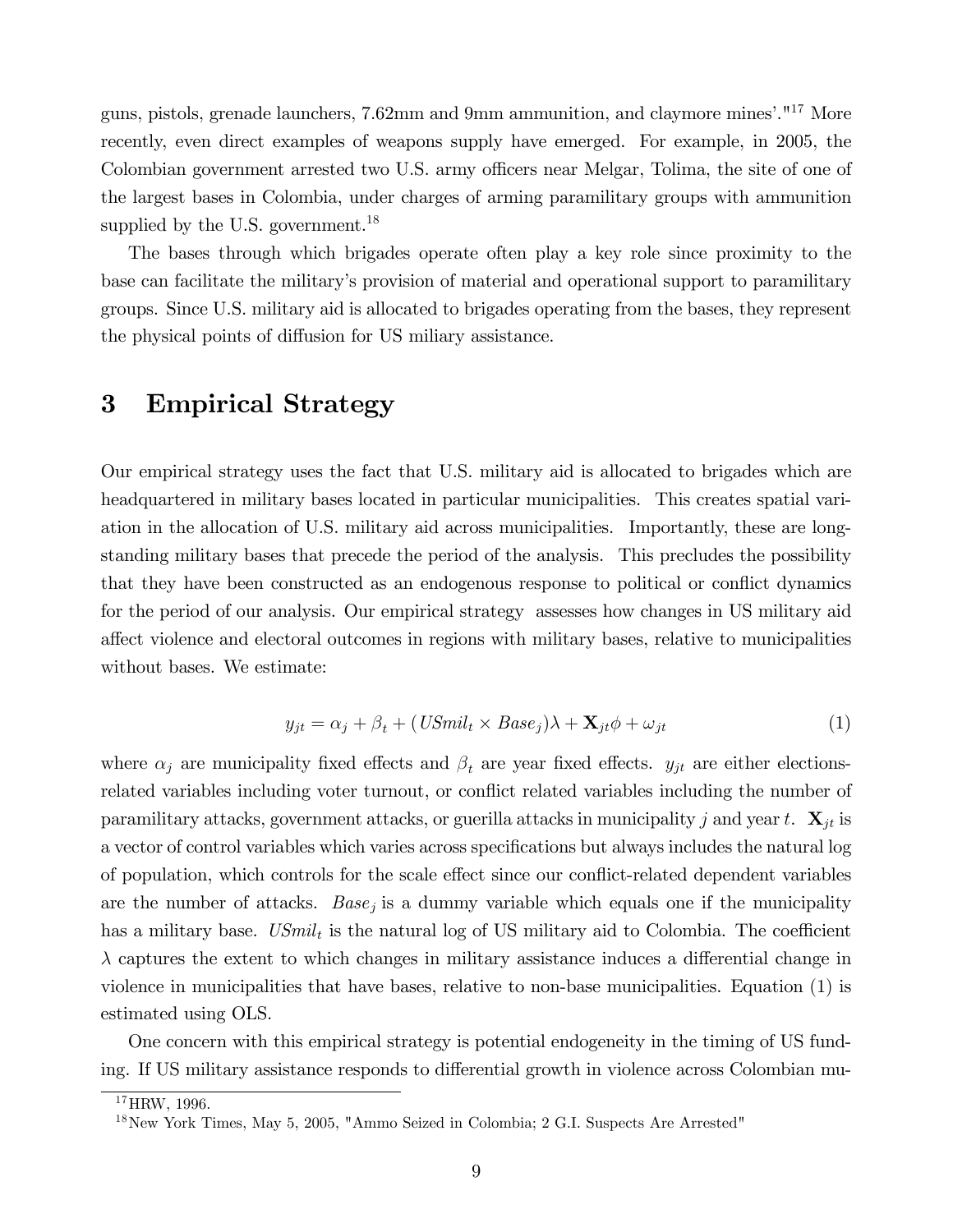guns, pistols, grenade launchers, 7.62mm and 9mm ammunition, and claymore mines'."[17] More recently, even direct examples of weapons supply have emerged. For example, in 2005, the Colombian government arrested two U.S. army officers near Melgar, Tolima, the site of one of the largest bases in Colombia, under charges of arming paramilitary groups with ammunition supplied by the U.S. government.[18]

The bases through which brigades operate often play a key role since proximity to the base can facilitate the military's provision of material and operational support to paramilitary groups. Since U.S. military aid is allocated to brigades operating from the bases, they represent the physical points of diffusion for US miliary assistance.

# 3 Empirical Strategy

Our empirical strategy uses the fact that U.S. military aid is allocated to brigades which are headquartered in military bases located in particular municipalities. This creates spatial variation in the allocation of U.S. military aid across municipalities. Importantly, these are long-standing military bases that precede the period of the analysis. This precludes the possibility that they have been constructed as an endogenous response to political or conflict dynamics for the period of our analysis. Our empirical strategy assesses how changes in US military aid affect violence and electoral outcomes in regions with military bases, relative to municipalities without bases. We estimate:

$$y_{jt} = \alpha_j + \beta_t + (USmil_t \times Base_j)\lambda + \mathbf{X}_{jt}\phi + \omega_{jt} \tag{1}$$

where $\alpha_j$ are municipality fixed effects and $\beta_t$ are year fixed effects. $y_{jt}$ are either elections-related variables including voter turnout, or conflict related variables including the number of paramilitary attacks, government attacks, or guerilla attacks in municipality $j$ and year $t$. $\mathbf{X}_{jt}$ is a vector of control variables which varies across specifications but always includes the natural log of population, which controls for the scale effect since our conflict-related dependent variables are the number of attacks. $Base_j$ is a dummy variable which equals one if the municipality has a military base. $USmil_t$ is the natural log of US military aid to Colombia. The coefficient $\lambda$ captures the extent to which changes in military assistance induces a differential change in violence in municipalities that have bases, relative to non-base municipalities. Equation (1) is estimated using OLS.

One concern with this empirical strategy is potential endogeneity in the timing of US funding. If US military assistance responds to differential growth in violence across Colombian mu-

[17] HRW, 1996.

[18] New York Times, May 5, 2005, "Ammo Seized in Colombia; 2 G.I. Suspects Are Arrested"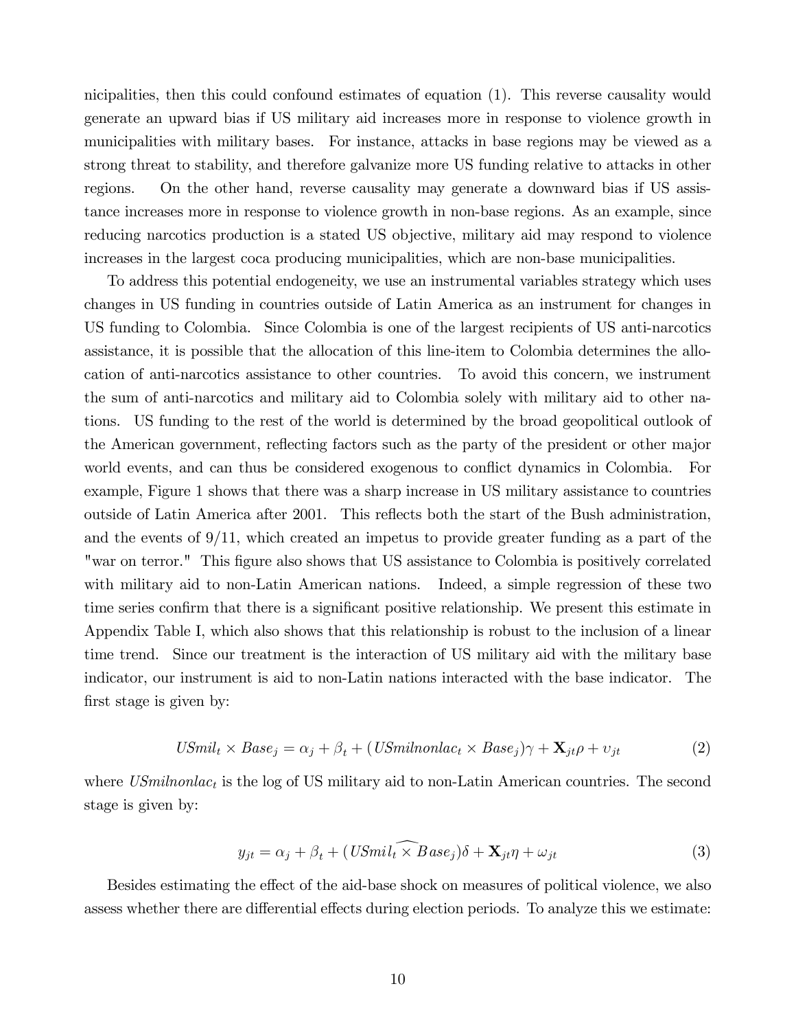nicipalities, then this could confound estimates of equation (1). This reverse causality would generate an upward bias if US military aid increases more in response to violence growth in municipalities with military bases. For instance, attacks in base regions may be viewed as a strong threat to stability, and therefore galvanize more US funding relative to attacks in other regions. On the other hand, reverse causality may generate a downward bias if US assistance increases more in response to violence growth in non-base regions. As an example, since reducing narcotics production is a stated US objective, military aid may respond to violence increases in the largest coca producing municipalities, which are non-base municipalities.

To address this potential endogeneity, we use an instrumental variables strategy which uses changes in US funding in countries outside of Latin America as an instrument for changes in US funding to Colombia. Since Colombia is one of the largest recipients of US anti-narcotics assistance, it is possible that the allocation of this line-item to Colombia determines the allocation of anti-narcotics assistance to other countries. To avoid this concern, we instrument the sum of anti-narcotics and military aid to Colombia solely with military aid to other nations. US funding to the rest of the world is determined by the broad geopolitical outlook of the American government, reflecting factors such as the party of the president or other major world events, and can thus be considered exogenous to conflict dynamics in Colombia. For example, Figure 1 shows that there was a sharp increase in US military assistance to countries outside of Latin America after 2001. This reflects both the start of the Bush administration, and the events of 9/11, which created an impetus to provide greater funding as a part of the "war on terror." This figure also shows that US assistance to Colombia is positively correlated with military aid to non-Latin American nations. Indeed, a simple regression of these two time series confirm that there is a significant positive relationship. We present this estimate in Appendix Table I, which also shows that this relationship is robust to the inclusion of a linear time trend. Since our treatment is the interaction of US military aid with the military base indicator, our instrument is aid to non-Latin nations interacted with the base indicator. The first stage is given by:

$$USmil_t \times Base_j = \alpha_j + \beta_t + (USmilnonlac_t \times Base_j)\gamma + \mathbf{X}_{jt}\rho + \upsilon_{jt} \tag{2}$$

where $USmilnonlac_t$ is the log of US military aid to non-Latin American countries. The second stage is given by:

$$y_{jt} = \alpha_j + \beta_t + (\widehat{USmil_t \times Base_j})\delta + \mathbf{X}_{jt}\eta + \omega_{jt} \tag{3}$$

Besides estimating the effect of the aid-base shock on measures of political violence, we also assess whether there are differential effects during election periods. To analyze this we estimate: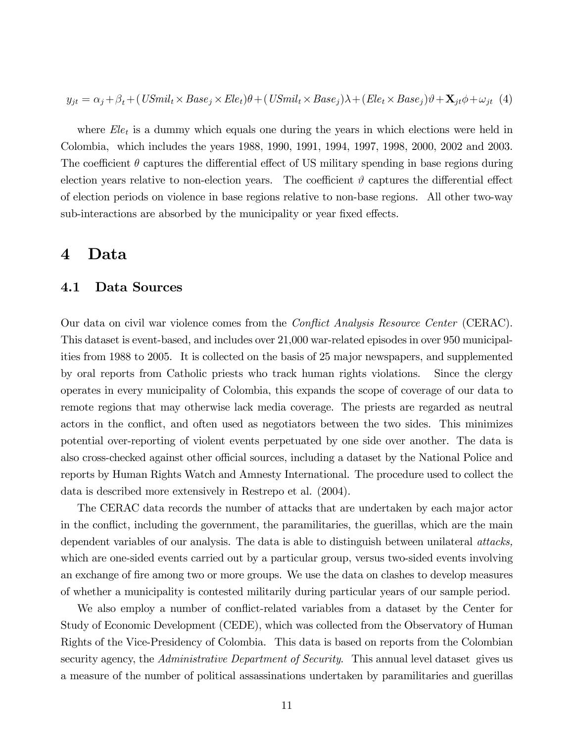$$y_{jt} = \alpha_j + \beta_t + (USmil_t \times Base_j \times Ele_t)\theta + (USmil_t \times Base_j)\lambda + (Ele_t \times Base_j)\vartheta + \mathbf{X}_{jt}\phi + \omega_{jt} \quad (4)$$

where $Ele_t$ is a dummy which equals one during the years in which elections were held in Colombia, which includes the years 1988, 1990, 1991, 1994, 1997, 1998, 2000, 2002 and 2003. The coefficient $\theta$ captures the differential effect of US military spending in base regions during election years relative to non-election years. The coefficient $\vartheta$ captures the differential effect of election periods on violence in base regions relative to non-base regions. All other two-way sub-interactions are absorbed by the municipality or year fixed effects.

# 4 Data

## 4.1 Data Sources

Our data on civil war violence comes from the *Conflict Analysis Resource Center* (CERAC). This dataset is event-based, and includes over 21,000 war-related episodes in over 950 municipalities from 1988 to 2005. It is collected on the basis of 25 major newspapers, and supplemented by oral reports from Catholic priests who track human rights violations. Since the clergy operates in every municipality of Colombia, this expands the scope of coverage of our data to remote regions that may otherwise lack media coverage. The priests are regarded as neutral actors in the conflict, and often used as negotiators between the two sides. This minimizes potential over-reporting of violent events perpetuated by one side over another. The data is also cross-checked against other official sources, including a dataset by the National Police and reports by Human Rights Watch and Amnesty International. The procedure used to collect the data is described more extensively in Restrepo et al. (2004).

The CERAC data records the number of attacks that are undertaken by each major actor in the conflict, including the government, the paramilitaries, the guerillas, which are the main dependent variables of our analysis. The data is able to distinguish between unilateral *attacks,* which are one-sided events carried out by a particular group, versus two-sided events involving an exchange of fire among two or more groups. We use the data on clashes to develop measures of whether a municipality is contested militarily during particular years of our sample period.

We also employ a number of conflict-related variables from a dataset by the Center for Study of Economic Development (CEDE), which was collected from the Observatory of Human Rights of the Vice-Presidency of Colombia. This data is based on reports from the Colombian security agency, the *Administrative Department of Security*. This annual level dataset gives us a measure of the number of political assassinations undertaken by paramilitaries and guerillas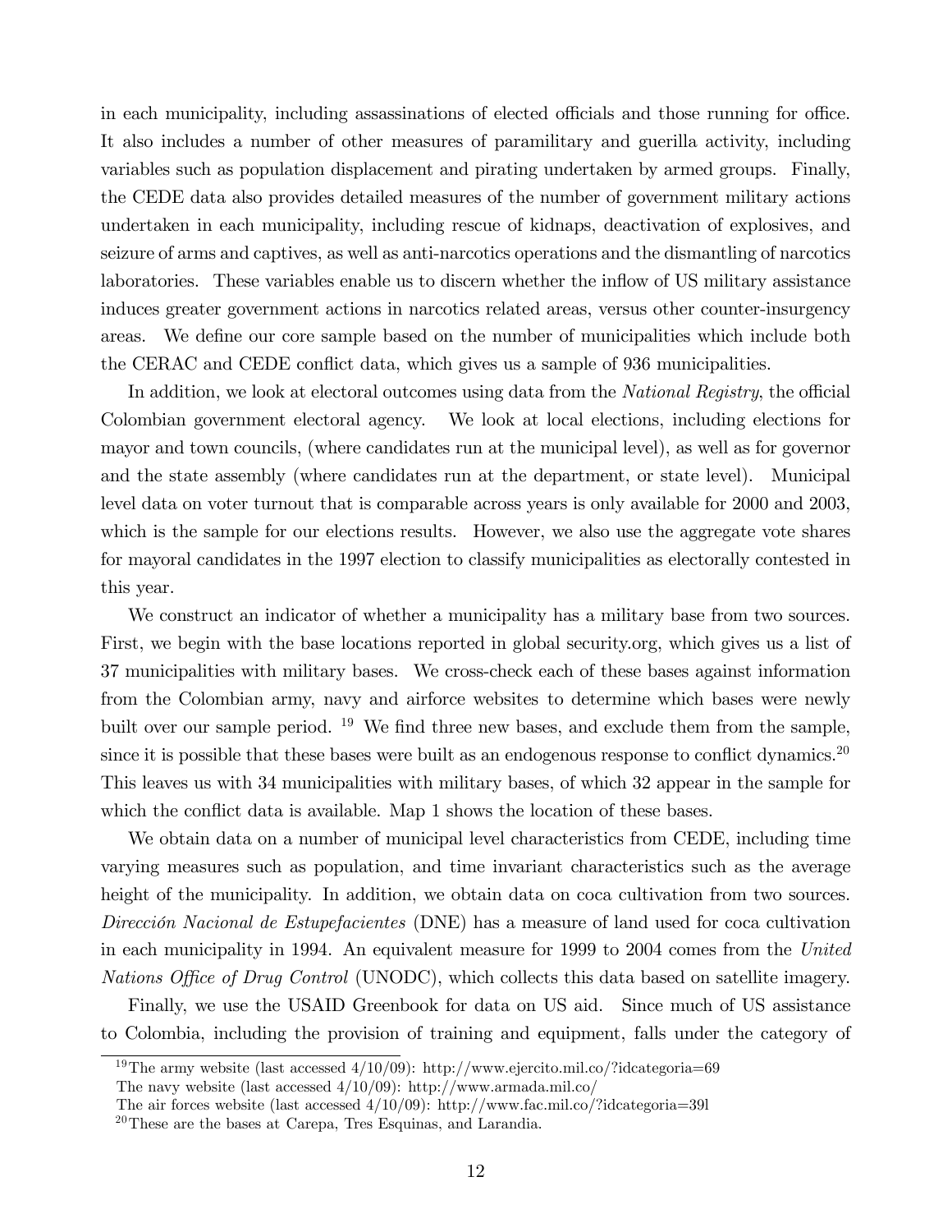in each municipality, including assassinations of elected officials and those running for office. It also includes a number of other measures of paramilitary and guerilla activity, including variables such as population displacement and pirating undertaken by armed groups. Finally, the CEDE data also provides detailed measures of the number of government military actions undertaken in each municipality, including rescue of kidnaps, deactivation of explosives, and seizure of arms and captives, as well as anti-narcotics operations and the dismantling of narcotics laboratories. These variables enable us to discern whether the inflow of US military assistance induces greater government actions in narcotics related areas, versus other counter-insurgency areas. We define our core sample based on the number of municipalities which include both the CERAC and CEDE conflict data, which gives us a sample of 936 municipalities.

In addition, we look at electoral outcomes using data from the *National Registry*, the official Colombian government electoral agency. We look at local elections, including elections for mayor and town councils, (where candidates run at the municipal level), as well as for governor and the state assembly (where candidates run at the department, or state level). Municipal level data on voter turnout that is comparable across years is only available for 2000 and 2003, which is the sample for our elections results. However, we also use the aggregate vote shares for mayoral candidates in the 1997 election to classify municipalities as electorally contested in this year.

We construct an indicator of whether a municipality has a military base from two sources. First, we begin with the base locations reported in global security.org, which gives us a list of 37 municipalities with military bases. We cross-check each of these bases against information from the Colombian army, navy and airforce websites to determine which bases were newly built over our sample period. [19] We find three new bases, and exclude them from the sample, since it is possible that these bases were built as an endogenous response to conflict dynamics.[20] This leaves us with 34 municipalities with military bases, of which 32 appear in the sample for which the conflict data is available. Map 1 shows the location of these bases.

We obtain data on a number of municipal level characteristics from CEDE, including time varying measures such as population, and time invariant characteristics such as the average height of the municipality. In addition, we obtain data on coca cultivation from two sources. *Dirección Nacional de Estupefacientes* (DNE) has a measure of land used for coca cultivation in each municipality in 1994. An equivalent measure for 1999 to 2004 comes from the *United Nations Office of Drug Control* (UNODC), which collects this data based on satellite imagery.

Finally, we use the USAID Greenbook for data on US aid. Since much of US assistance to Colombia, including the provision of training and equipment, falls under the category of

[19] The army website (last accessed 4/10/09): http://www.ejercito.mil.co/?idcategoria=69
The navy website (last accessed 4/10/09): http://www.armada.mil.co/
The air forces website (last accessed 4/10/09): http://www.fac.mil.co/?idcategoria=39l

[20] These are the bases at Carepa, Tres Esquinas, and Larandia.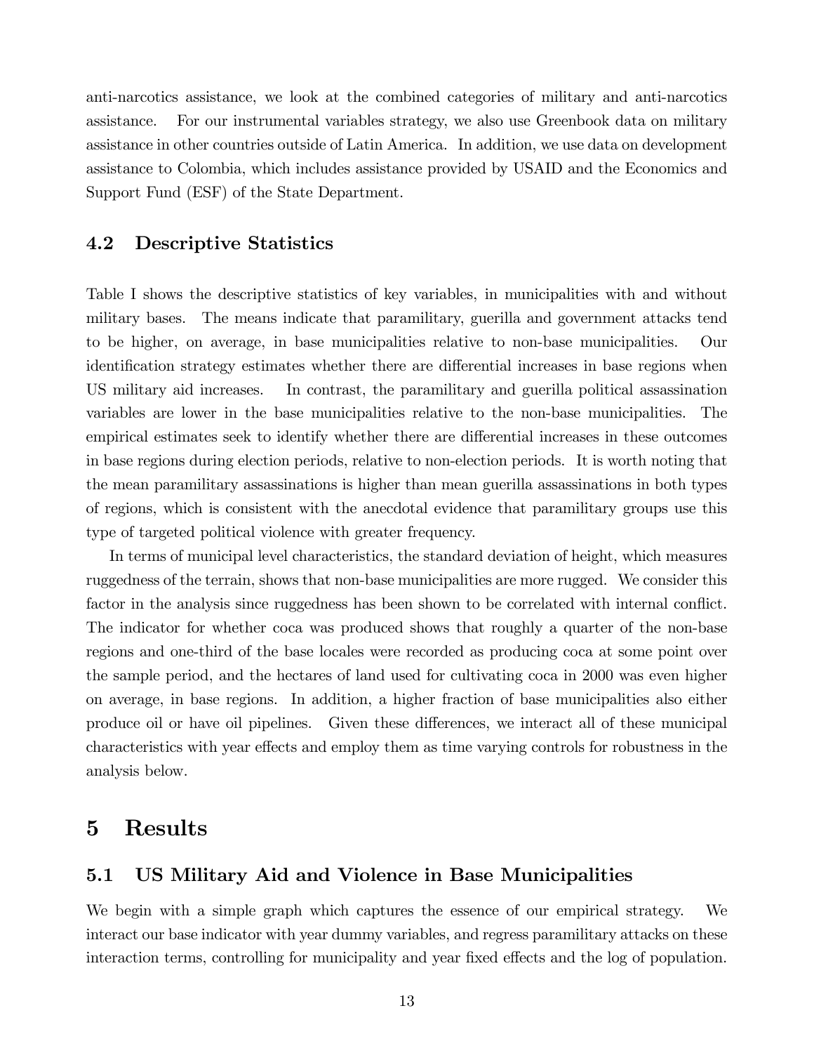anti-narcotics assistance, we look at the combined categories of military and anti-narcotics assistance. For our instrumental variables strategy, we also use Greenbook data on military assistance in other countries outside of Latin America. In addition, we use data on development assistance to Colombia, which includes assistance provided by USAID and the Economics and Support Fund (ESF) of the State Department.

### 4.2 Descriptive Statistics

Table I shows the descriptive statistics of key variables, in municipalities with and without military bases. The means indicate that paramilitary, guerilla and government attacks tend to be higher, on average, in base municipalities relative to non-base municipalities. Our identification strategy estimates whether there are differential increases in base regions when US military aid increases. In contrast, the paramilitary and guerilla political assassination variables are lower in the base municipalities relative to the non-base municipalities. The empirical estimates seek to identify whether there are differential increases in these outcomes in base regions during election periods, relative to non-election periods. It is worth noting that the mean paramilitary assassinations is higher than mean guerilla assassinations in both types of regions, which is consistent with the anecdotal evidence that paramilitary groups use this type of targeted political violence with greater frequency.

In terms of municipal level characteristics, the standard deviation of height, which measures ruggedness of the terrain, shows that non-base municipalities are more rugged. We consider this factor in the analysis since ruggedness has been shown to be correlated with internal conflict. The indicator for whether coca was produced shows that roughly a quarter of the non-base regions and one-third of the base locales were recorded as producing coca at some point over the sample period, and the hectares of land used for cultivating coca in 2000 was even higher on average, in base regions. In addition, a higher fraction of base municipalities also either produce oil or have oil pipelines. Given these differences, we interact all of these municipal characteristics with year effects and employ them as time varying controls for robustness in the analysis below.

## 5 Results

### 5.1 US Military Aid and Violence in Base Municipalities

We begin with a simple graph which captures the essence of our empirical strategy. We interact our base indicator with year dummy variables, and regress paramilitary attacks on these interaction terms, controlling for municipality and year fixed effects and the log of population.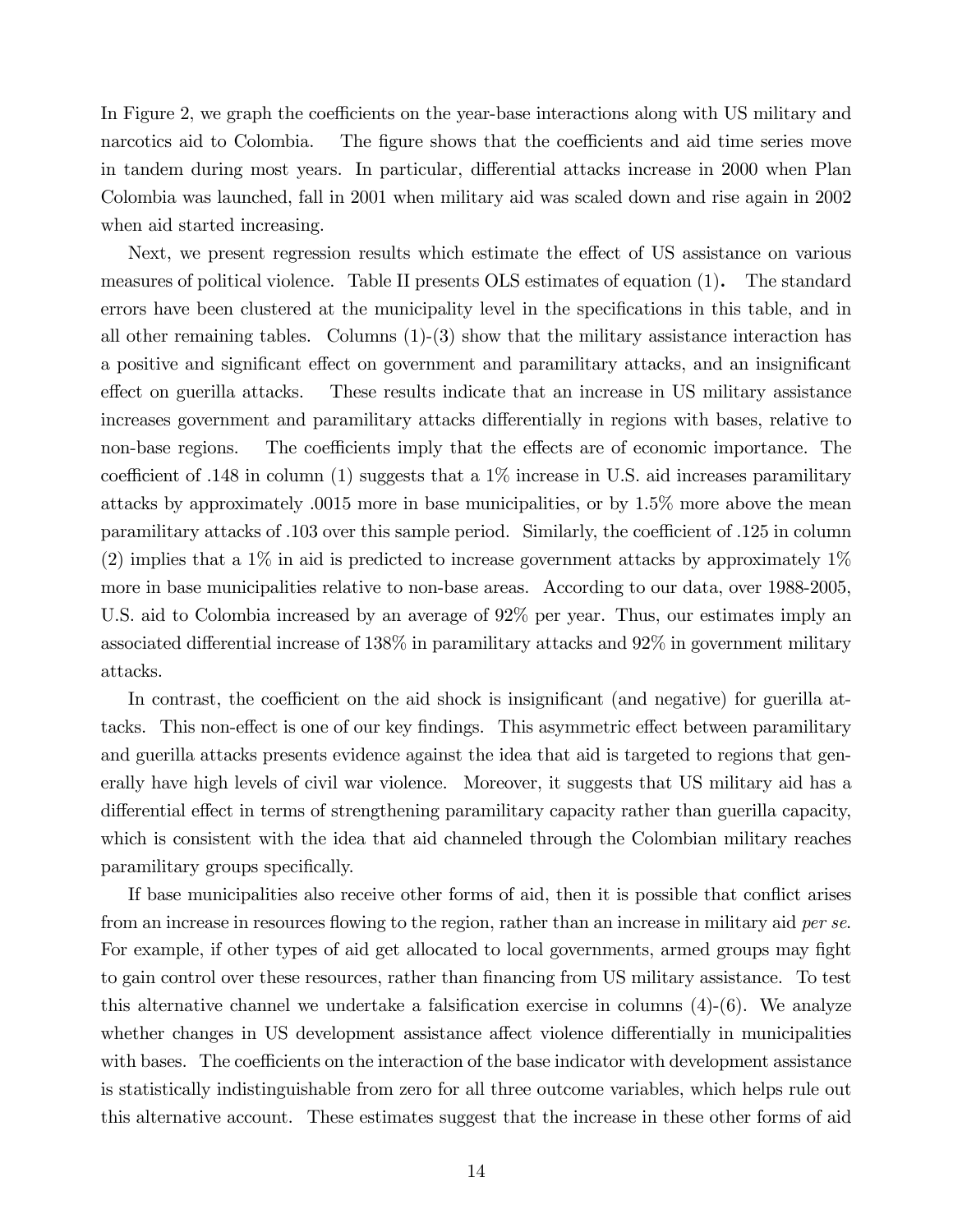In Figure 2, we graph the coefficients on the year-base interactions along with US military and narcotics aid to Colombia. The figure shows that the coefficients and aid time series move in tandem during most years. In particular, differential attacks increase in 2000 when Plan Colombia was launched, fall in 2001 when military aid was scaled down and rise again in 2002 when aid started increasing.

Next, we present regression results which estimate the effect of US assistance on various measures of political violence. Table II presents OLS estimates of equation (1). The standard errors have been clustered at the municipality level in the specifications in this table, and in all other remaining tables. Columns (1)-(3) show that the military assistance interaction has a positive and significant effect on government and paramilitary attacks, and an insignificant effect on guerilla attacks. These results indicate that an increase in US military assistance increases government and paramilitary attacks differentially in regions with bases, relative to non-base regions. The coefficients imply that the effects are of economic importance. The coefficient of .148 in column (1) suggests that a 1% increase in U.S. aid increases paramilitary attacks by approximately .0015 more in base municipalities, or by 1.5% more above the mean paramilitary attacks of .103 over this sample period. Similarly, the coefficient of .125 in column (2) implies that a 1% in aid is predicted to increase government attacks by approximately 1% more in base municipalities relative to non-base areas. According to our data, over 1988-2005, U.S. aid to Colombia increased by an average of 92% per year. Thus, our estimates imply an associated differential increase of 138% in paramilitary attacks and 92% in government military attacks.

In contrast, the coefficient on the aid shock is insignificant (and negative) for guerilla attacks. This non-effect is one of our key findings. This asymmetric effect between paramilitary and guerilla attacks presents evidence against the idea that aid is targeted to regions that generally have high levels of civil war violence. Moreover, it suggests that US military aid has a differential effect in terms of strengthening paramilitary capacity rather than guerilla capacity, which is consistent with the idea that aid channeled through the Colombian military reaches paramilitary groups specifically.

If base municipalities also receive other forms of aid, then it is possible that conflict arises from an increase in resources flowing to the region, rather than an increase in military aid *per se*. For example, if other types of aid get allocated to local governments, armed groups may fight to gain control over these resources, rather than financing from US military assistance. To test this alternative channel we undertake a falsification exercise in columns (4)-(6). We analyze whether changes in US development assistance affect violence differentially in municipalities with bases. The coefficients on the interaction of the base indicator with development assistance is statistically indistinguishable from zero for all three outcome variables, which helps rule out this alternative account. These estimates suggest that the increase in these other forms of aid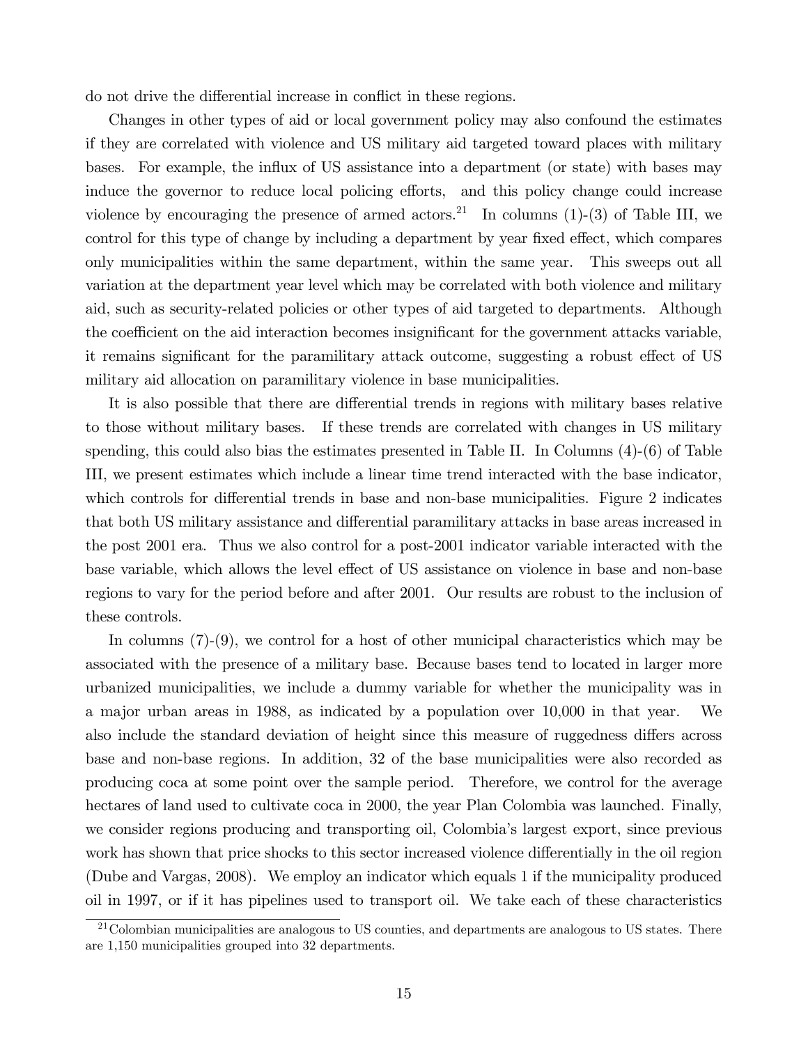do not drive the differential increase in conflict in these regions.

Changes in other types of aid or local government policy may also confound the estimates if they are correlated with violence and US military aid targeted toward places with military bases. For example, the influx of US assistance into a department (or state) with bases may induce the governor to reduce local policing efforts, and this policy change could increase violence by encouraging the presence of armed actors.[21] In columns (1)-(3) of Table III, we control for this type of change by including a department by year fixed effect, which compares only municipalities within the same department, within the same year. This sweeps out all variation at the department year level which may be correlated with both violence and military aid, such as security-related policies or other types of aid targeted to departments. Although the coefficient on the aid interaction becomes insignificant for the government attacks variable, it remains significant for the paramilitary attack outcome, suggesting a robust effect of US military aid allocation on paramilitary violence in base municipalities.

It is also possible that there are differential trends in regions with military bases relative to those without military bases. If these trends are correlated with changes in US military spending, this could also bias the estimates presented in Table II. In Columns (4)-(6) of Table III, we present estimates which include a linear time trend interacted with the base indicator, which controls for differential trends in base and non-base municipalities. Figure 2 indicates that both US military assistance and differential paramilitary attacks in base areas increased in the post 2001 era. Thus we also control for a post-2001 indicator variable interacted with the base variable, which allows the level effect of US assistance on violence in base and non-base regions to vary for the period before and after 2001. Our results are robust to the inclusion of these controls.

In columns (7)-(9), we control for a host of other municipal characteristics which may be associated with the presence of a military base. Because bases tend to located in larger more urbanized municipalities, we include a dummy variable for whether the municipality was in a major urban areas in 1988, as indicated by a population over 10,000 in that year. We also include the standard deviation of height since this measure of ruggedness differs across base and non-base regions. In addition, 32 of the base municipalities were also recorded as producing coca at some point over the sample period. Therefore, we control for the average hectares of land used to cultivate coca in 2000, the year Plan Colombia was launched. Finally, we consider regions producing and transporting oil, Colombia's largest export, since previous work has shown that price shocks to this sector increased violence differentially in the oil region (Dube and Vargas, 2008). We employ an indicator which equals 1 if the municipality produced oil in 1997, or if it has pipelines used to transport oil. We take each of these characteristics

[21] Colombian municipalities are analogous to US counties, and departments are analogous to US states. There are 1,150 municipalities grouped into 32 departments.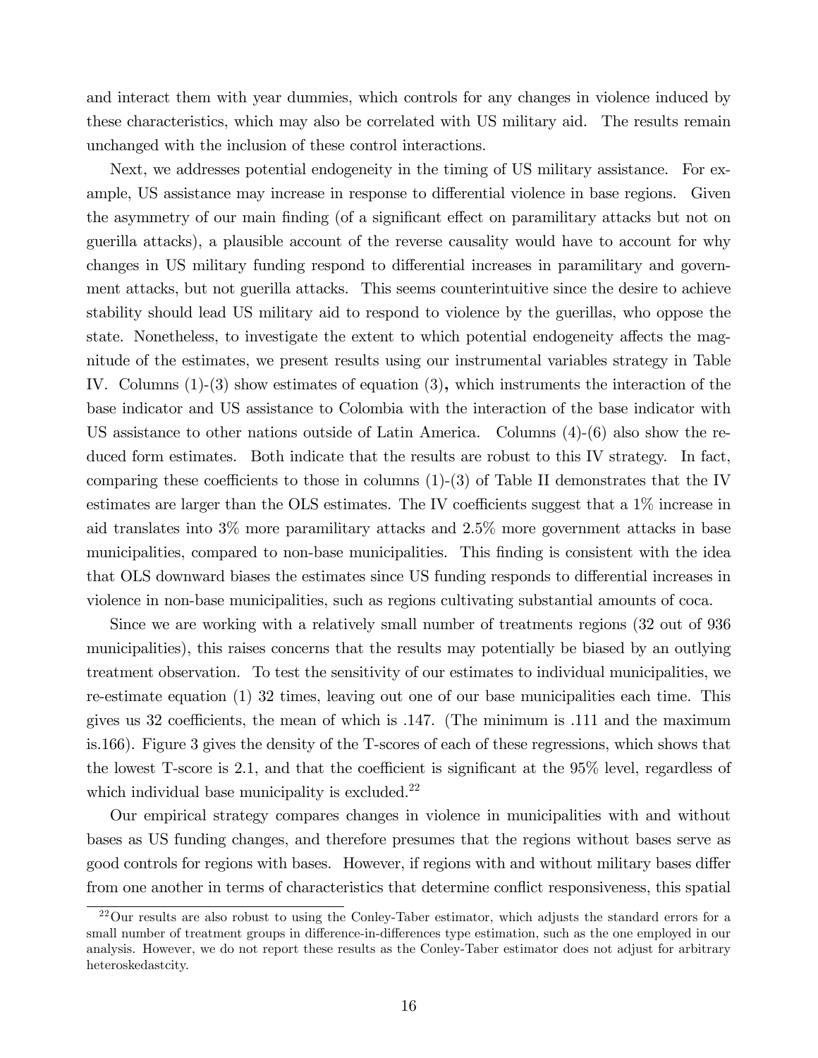and interact them with year dummies, which controls for any changes in violence induced by these characteristics, which may also be correlated with US military aid. The results remain unchanged with the inclusion of these control interactions.

Next, we addresses potential endogeneity in the timing of US military assistance. For example, US assistance may increase in response to differential violence in base regions. Given the asymmetry of our main finding (of a significant effect on paramilitary attacks but not on guerilla attacks), a plausible account of the reverse causality would have to account for why changes in US military funding respond to differential increases in paramilitary and government attacks, but not guerilla attacks. This seems counterintuitive since the desire to achieve stability should lead US military aid to respond to violence by the guerillas, who oppose the state. Nonetheless, to investigate the extent to which potential endogeneity affects the magnitude of the estimates, we present results using our instrumental variables strategy in Table IV. Columns (1)-(3) show estimates of equation (3), which instruments the interaction of the base indicator and US assistance to Colombia with the interaction of the base indicator with US assistance to other nations outside of Latin America. Columns (4)-(6) also show the reduced form estimates. Both indicate that the results are robust to this IV strategy. In fact, comparing these coefficients to those in columns (1)-(3) of Table II demonstrates that the IV estimates are larger than the OLS estimates. The IV coefficients suggest that a 1% increase in aid translates into 3% more paramilitary attacks and 2.5% more government attacks in base municipalities, compared to non-base municipalities. This finding is consistent with the idea that OLS downward biases the estimates since US funding responds to differential increases in violence in non-base municipalities, such as regions cultivating substantial amounts of coca.

Since we are working with a relatively small number of treatments regions (32 out of 936 municipalities), this raises concerns that the results may potentially be biased by an outlying treatment observation. To test the sensitivity of our estimates to individual municipalities, we re-estimate equation (1) 32 times, leaving out one of our base municipalities each time. This gives us 32 coefficients, the mean of which is .147. (The minimum is .111 and the maximum is.166). Figure 3 gives the density of the T-scores of each of these regressions, which shows that the lowest T-score is 2.1, and that the coefficient is significant at the 95% level, regardless of which individual base municipality is excluded.[22]

Our empirical strategy compares changes in violence in municipalities with and without bases as US funding changes, and therefore presumes that the regions without bases serve as good controls for regions with bases. However, if regions with and without military bases differ from one another in terms of characteristics that determine conflict responsiveness, this spatial

[22] Our results are also robust to using the Conley-Taber estimator, which adjusts the standard errors for a small number of treatment groups in difference-in-differences type estimation, such as the one employed in our analysis. However, we do not report these results as the Conley-Taber estimator does not adjust for arbitrary heteroskedastcity.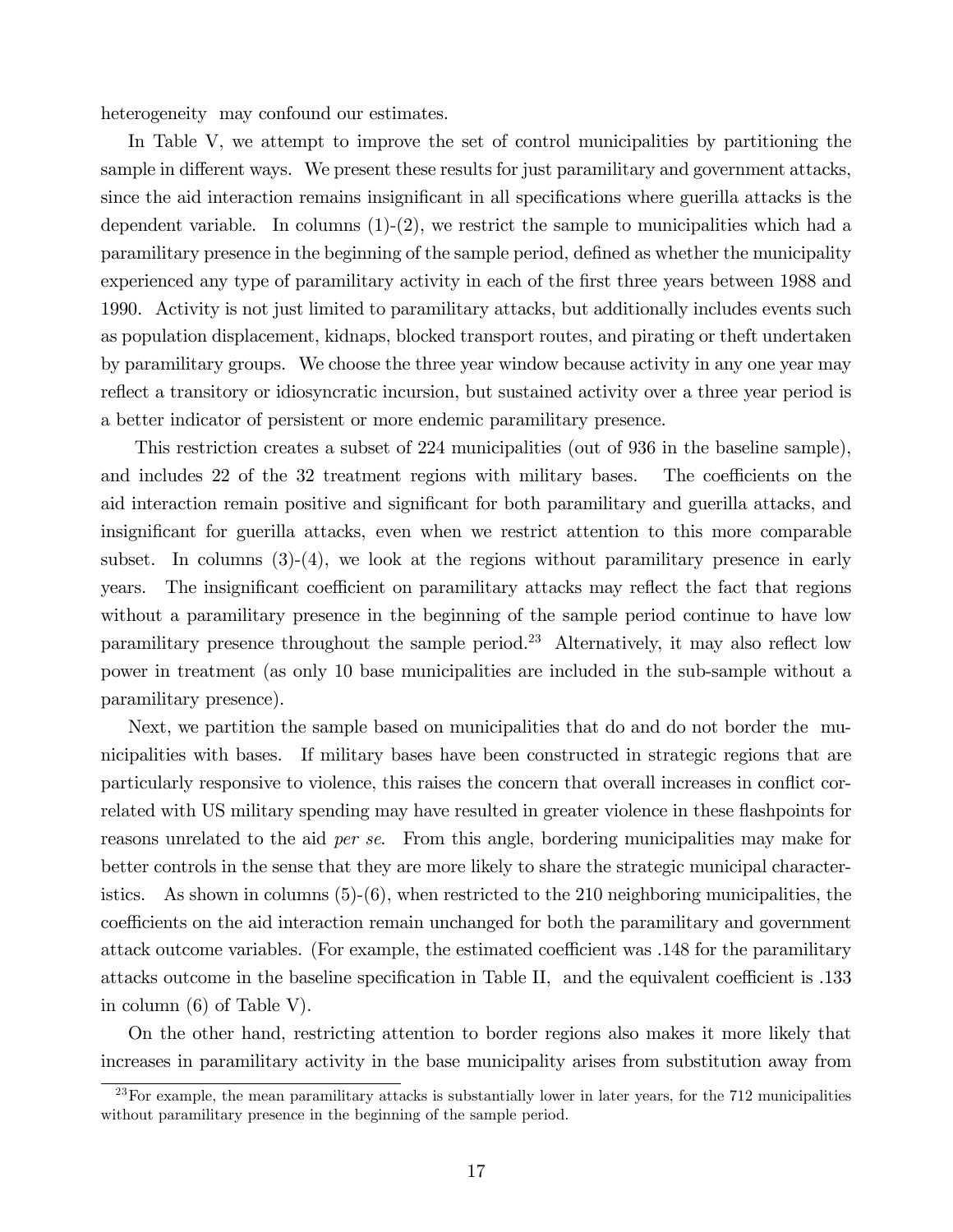heterogeneity may confound our estimates.

In Table V, we attempt to improve the set of control municipalities by partitioning the sample in different ways. We present these results for just paramilitary and government attacks, since the aid interaction remains insignificant in all specifications where guerilla attacks is the dependent variable. In columns (1)-(2), we restrict the sample to municipalities which had a paramilitary presence in the beginning of the sample period, defined as whether the municipality experienced any type of paramilitary activity in each of the first three years between 1988 and 1990. Activity is not just limited to paramilitary attacks, but additionally includes events such as population displacement, kidnaps, blocked transport routes, and pirating or theft undertaken by paramilitary groups. We choose the three year window because activity in any one year may reflect a transitory or idiosyncratic incursion, but sustained activity over a three year period is a better indicator of persistent or more endemic paramilitary presence.

This restriction creates a subset of 224 municipalities (out of 936 in the baseline sample), and includes 22 of the 32 treatment regions with military bases. The coefficients on the aid interaction remain positive and significant for both paramilitary and guerilla attacks, and insignificant for guerilla attacks, even when we restrict attention to this more comparable subset. In columns (3)-(4), we look at the regions without paramilitary presence in early years. The insignificant coefficient on paramilitary attacks may reflect the fact that regions without a paramilitary presence in the beginning of the sample period continue to have low paramilitary presence throughout the sample period.[23] Alternatively, it may also reflect low power in treatment (as only 10 base municipalities are included in the sub-sample without a paramilitary presence).

Next, we partition the sample based on municipalities that do and do not border the municipalities with bases. If military bases have been constructed in strategic regions that are particularly responsive to violence, this raises the concern that overall increases in conflict correlated with US military spending may have resulted in greater violence in these flashpoints for reasons unrelated to the aid *per se*. From this angle, bordering municipalities may make for better controls in the sense that they are more likely to share the strategic municipal characteristics. As shown in columns (5)-(6), when restricted to the 210 neighboring municipalities, the coefficients on the aid interaction remain unchanged for both the paramilitary and government attack outcome variables. (For example, the estimated coefficient was .148 for the paramilitary attacks outcome in the baseline specification in Table II, and the equivalent coefficient is .133 in column (6) of Table V).

On the other hand, restricting attention to border regions also makes it more likely that increases in paramilitary activity in the base municipality arises from substitution away from

[23]For example, the mean paramilitary attacks is substantially lower in later years, for the 712 municipalities without paramilitary presence in the beginning of the sample period.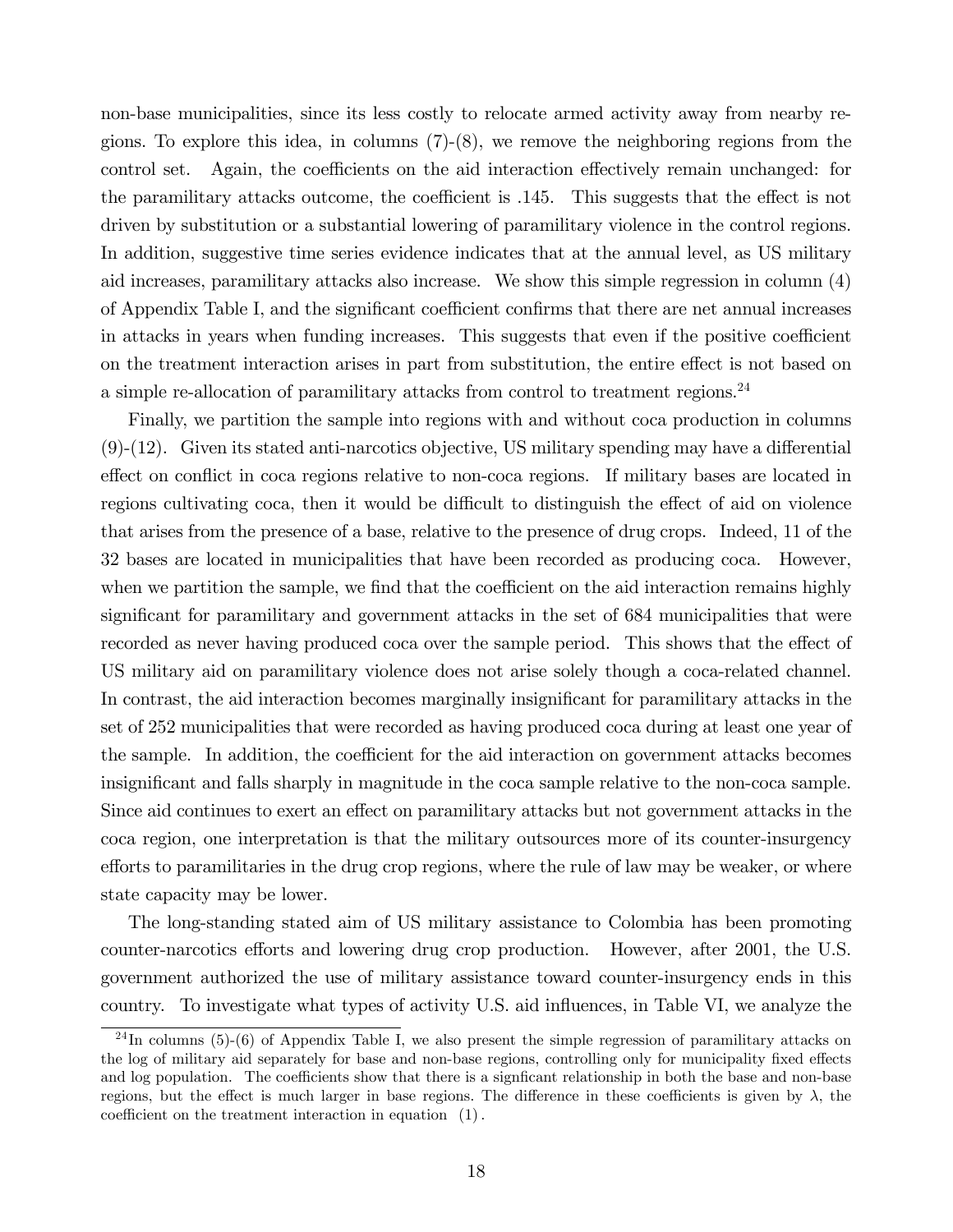non-base municipalities, since its less costly to relocate armed activity away from nearby regions. To explore this idea, in columns (7)-(8), we remove the neighboring regions from the control set. Again, the coefficients on the aid interaction effectively remain unchanged: for the paramilitary attacks outcome, the coefficient is .145. This suggests that the effect is not driven by substitution or a substantial lowering of paramilitary violence in the control regions. In addition, suggestive time series evidence indicates that at the annual level, as US military aid increases, paramilitary attacks also increase. We show this simple regression in column (4) of Appendix Table I, and the significant coefficient confirms that there are net annual increases in attacks in years when funding increases. This suggests that even if the positive coefficient on the treatment interaction arises in part from substitution, the entire effect is not based on a simple re-allocation of paramilitary attacks from control to treatment regions.[24]

Finally, we partition the sample into regions with and without coca production in columns (9)-(12). Given its stated anti-narcotics objective, US military spending may have a differential effect on conflict in coca regions relative to non-coca regions. If military bases are located in regions cultivating coca, then it would be difficult to distinguish the effect of aid on violence that arises from the presence of a base, relative to the presence of drug crops. Indeed, 11 of the 32 bases are located in municipalities that have been recorded as producing coca. However, when we partition the sample, we find that the coefficient on the aid interaction remains highly significant for paramilitary and government attacks in the set of 684 municipalities that were recorded as never having produced coca over the sample period. This shows that the effect of US military aid on paramilitary violence does not arise solely though a coca-related channel. In contrast, the aid interaction becomes marginally insignificant for paramilitary attacks in the set of 252 municipalities that were recorded as having produced coca during at least one year of the sample. In addition, the coefficient for the aid interaction on government attacks becomes insignificant and falls sharply in magnitude in the coca sample relative to the non-coca sample. Since aid continues to exert an effect on paramilitary attacks but not government attacks in the coca region, one interpretation is that the military outsources more of its counter-insurgency efforts to paramilitaries in the drug crop regions, where the rule of law may be weaker, or where state capacity may be lower.

The long-standing stated aim of US military assistance to Colombia has been promoting counter-narcotics efforts and lowering drug crop production. However, after 2001, the U.S. government authorized the use of military assistance toward counter-insurgency ends in this country. To investigate what types of activity U.S. aid influences, in Table VI, we analyze the

[24] In columns (5)-(6) of Appendix Table I, we also present the simple regression of paramilitary attacks on the log of military aid separately for base and non-base regions, controlling only for municipality fixed effects and log population. The coefficients show that there is a signficant relationship in both the base and non-base regions, but the effect is much larger in base regions. The difference in these coefficients is given by $\lambda$, the coefficient on the treatment interaction in equation (1).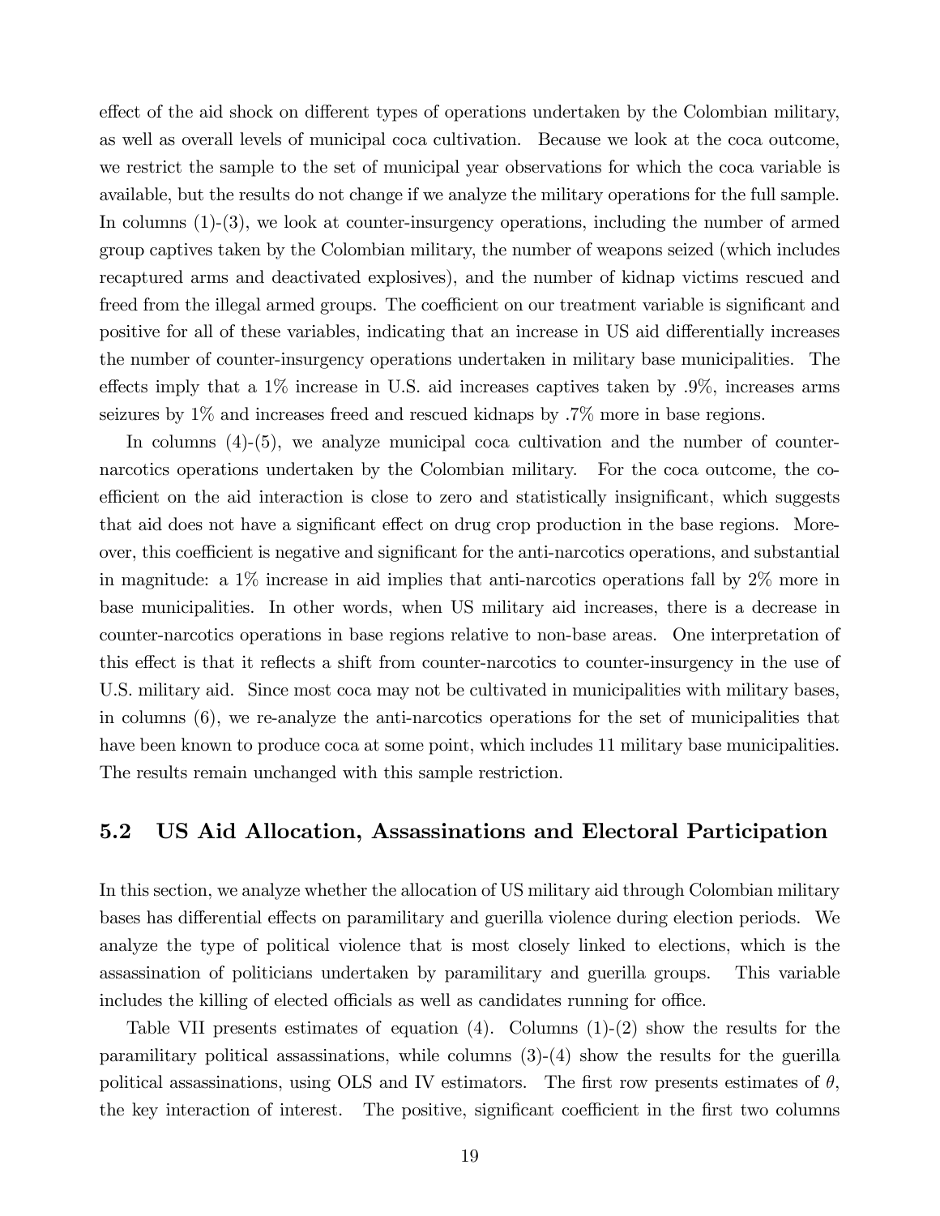effect of the aid shock on different types of operations undertaken by the Colombian military, as well as overall levels of municipal coca cultivation. Because we look at the coca outcome, we restrict the sample to the set of municipal year observations for which the coca variable is available, but the results do not change if we analyze the military operations for the full sample. In columns (1)-(3), we look at counter-insurgency operations, including the number of armed group captives taken by the Colombian military, the number of weapons seized (which includes recaptured arms and deactivated explosives), and the number of kidnap victims rescued and freed from the illegal armed groups. The coefficient on our treatment variable is significant and positive for all of these variables, indicating that an increase in US aid differentially increases the number of counter-insurgency operations undertaken in military base municipalities. The effects imply that a 1% increase in U.S. aid increases captives taken by .9%, increases arms seizures by 1% and increases freed and rescued kidnaps by .7% more in base regions.

In columns (4)-(5), we analyze municipal coca cultivation and the number of counter-narcotics operations undertaken by the Colombian military. For the coca outcome, the coefficient on the aid interaction is close to zero and statistically insignificant, which suggests that aid does not have a significant effect on drug crop production in the base regions. Moreover, this coefficient is negative and significant for the anti-narcotics operations, and substantial in magnitude: a 1% increase in aid implies that anti-narcotics operations fall by 2% more in base municipalities. In other words, when US military aid increases, there is a decrease in counter-narcotics operations in base regions relative to non-base areas. One interpretation of this effect is that it reflects a shift from counter-narcotics to counter-insurgency in the use of U.S. military aid. Since most coca may not be cultivated in municipalities with military bases, in columns (6), we re-analyze the anti-narcotics operations for the set of municipalities that have been known to produce coca at some point, which includes 11 military base municipalities. The results remain unchanged with this sample restriction.

## 5.2 US Aid Allocation, Assassinations and Electoral Participation

In this section, we analyze whether the allocation of US military aid through Colombian military bases has differential effects on paramilitary and guerilla violence during election periods. We analyze the type of political violence that is most closely linked to elections, which is the assassination of politicians undertaken by paramilitary and guerilla groups. This variable includes the killing of elected officials as well as candidates running for office.

Table VII presents estimates of equation (4). Columns (1)-(2) show the results for the paramilitary political assassinations, while columns (3)-(4) show the results for the guerilla political assassinations, using OLS and IV estimators. The first row presents estimates of $\theta$, the key interaction of interest. The positive, significant coefficient in the first two columns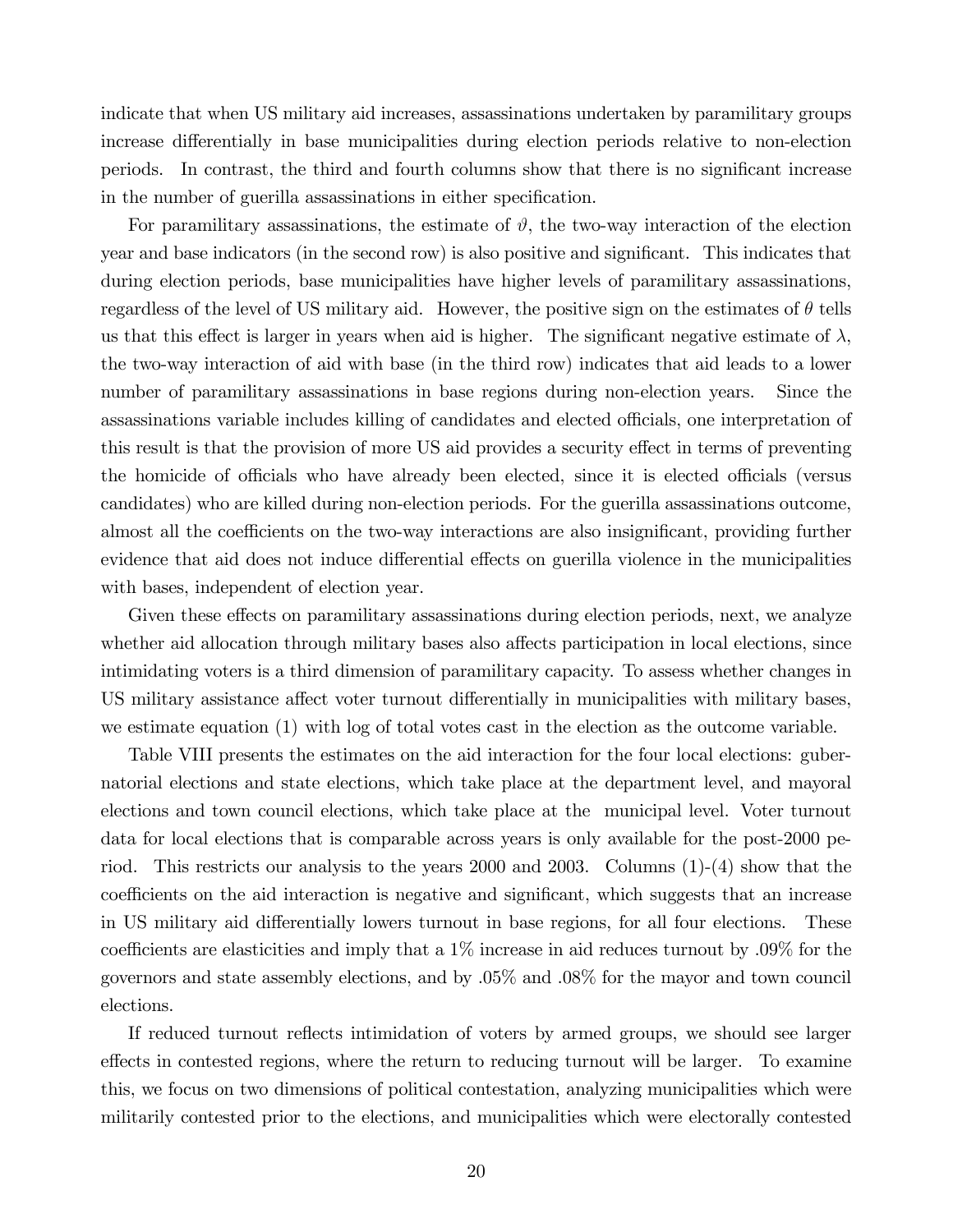indicate that when US military aid increases, assassinations undertaken by paramilitary groups increase differentially in base municipalities during election periods relative to non-election periods. In contrast, the third and fourth columns show that there is no significant increase in the number of guerilla assassinations in either specification.

For paramilitary assassinations, the estimate of $\vartheta$, the two-way interaction of the election year and base indicators (in the second row) is also positive and significant. This indicates that during election periods, base municipalities have higher levels of paramilitary assassinations, regardless of the level of US military aid. However, the positive sign on the estimates of $\theta$ tells us that this effect is larger in years when aid is higher. The significant negative estimate of $\lambda$, the two-way interaction of aid with base (in the third row) indicates that aid leads to a lower number of paramilitary assassinations in base regions during non-election years. Since the assassinations variable includes killing of candidates and elected officials, one interpretation of this result is that the provision of more US aid provides a security effect in terms of preventing the homicide of officials who have already been elected, since it is elected officials (versus candidates) who are killed during non-election periods. For the guerilla assassinations outcome, almost all the coefficients on the two-way interactions are also insignificant, providing further evidence that aid does not induce differential effects on guerilla violence in the municipalities with bases, independent of election year.

Given these effects on paramilitary assassinations during election periods, next, we analyze whether aid allocation through military bases also affects participation in local elections, since intimidating voters is a third dimension of paramilitary capacity. To assess whether changes in US military assistance affect voter turnout differentially in municipalities with military bases, we estimate equation (1) with log of total votes cast in the election as the outcome variable.

Table VIII presents the estimates on the aid interaction for the four local elections: gubernatorial elections and state elections, which take place at the department level, and mayoral elections and town council elections, which take place at the municipal level. Voter turnout data for local elections that is comparable across years is only available for the post-2000 period. This restricts our analysis to the years 2000 and 2003. Columns (1)-(4) show that the coefficients on the aid interaction is negative and significant, which suggests that an increase in US military aid differentially lowers turnout in base regions, for all four elections. These coefficients are elasticities and imply that a 1% increase in aid reduces turnout by .09% for the governors and state assembly elections, and by .05% and .08% for the mayor and town council elections.

If reduced turnout reflects intimidation of voters by armed groups, we should see larger effects in contested regions, where the return to reducing turnout will be larger. To examine this, we focus on two dimensions of political contestation, analyzing municipalities which were militarily contested prior to the elections, and municipalities which were electorally contested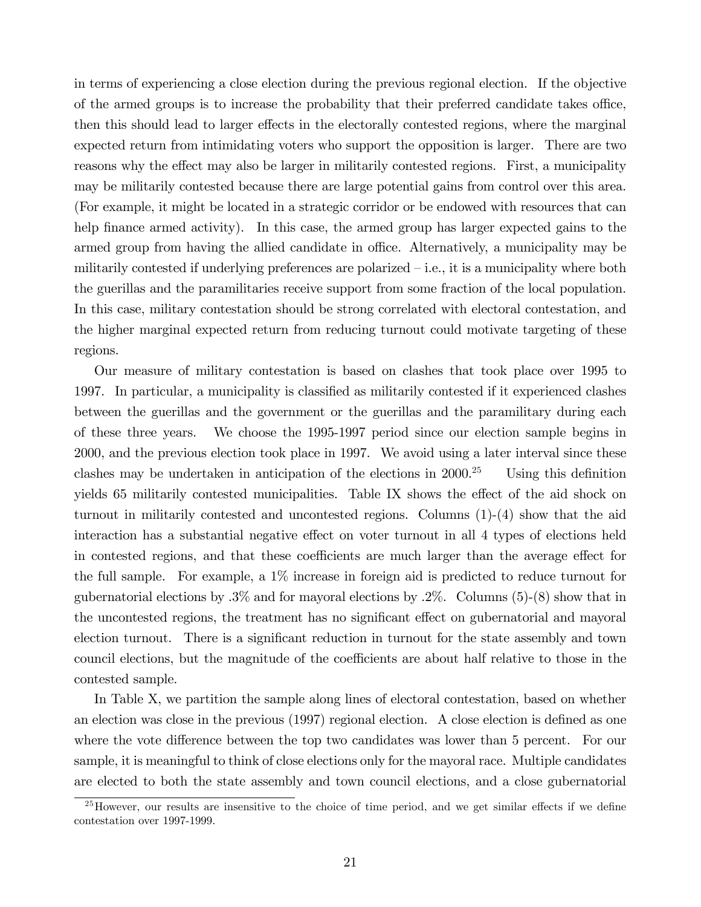in terms of experiencing a close election during the previous regional election. If the objective of the armed groups is to increase the probability that their preferred candidate takes office, then this should lead to larger effects in the electorally contested regions, where the marginal expected return from intimidating voters who support the opposition is larger. There are two reasons why the effect may also be larger in militarily contested regions. First, a municipality may be militarily contested because there are large potential gains from control over this area. (For example, it might be located in a strategic corridor or be endowed with resources that can help finance armed activity). In this case, the armed group has larger expected gains to the armed group from having the allied candidate in office. Alternatively, a municipality may be militarily contested if underlying preferences are polarized – i.e., it is a municipality where both the guerillas and the paramilitaries receive support from some fraction of the local population. In this case, military contestation should be strong correlated with electoral contestation, and the higher marginal expected return from reducing turnout could motivate targeting of these regions.

Our measure of military contestation is based on clashes that took place over 1995 to 1997. In particular, a municipality is classified as militarily contested if it experienced clashes between the guerillas and the government or the guerillas and the paramilitary during each of these three years. We choose the 1995-1997 period since our election sample begins in 2000, and the previous election took place in 1997. We avoid using a later interval since these clashes may be undertaken in anticipation of the elections in 2000.[25] Using this definition yields 65 militarily contested municipalities. Table IX shows the effect of the aid shock on turnout in militarily contested and uncontested regions. Columns (1)-(4) show that the aid interaction has a substantial negative effect on voter turnout in all 4 types of elections held in contested regions, and that these coefficients are much larger than the average effect for the full sample. For example, a 1% increase in foreign aid is predicted to reduce turnout for gubernatorial elections by .3% and for mayoral elections by .2%. Columns (5)-(8) show that in the uncontested regions, the treatment has no significant effect on gubernatorial and mayoral election turnout. There is a significant reduction in turnout for the state assembly and town council elections, but the magnitude of the coefficients are about half relative to those in the contested sample.

In Table X, we partition the sample along lines of electoral contestation, based on whether an election was close in the previous (1997) regional election. A close election is defined as one where the vote difference between the top two candidates was lower than 5 percent. For our sample, it is meaningful to think of close elections only for the mayoral race. Multiple candidates are elected to both the state assembly and town council elections, and a close gubernatorial

[25] However, our results are insensitive to the choice of time period, and we get similar effects if we define contestation over 1997-1999.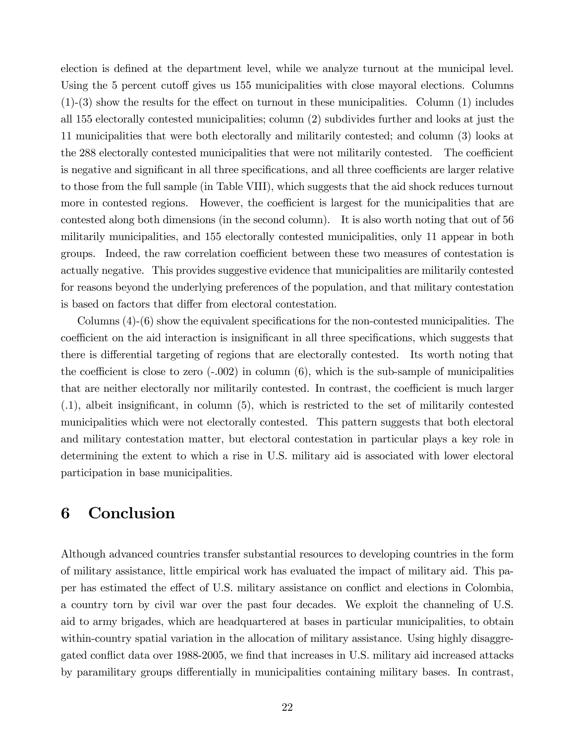election is defined at the department level, while we analyze turnout at the municipal level. Using the 5 percent cutoff gives us 155 municipalities with close mayoral elections. Columns (1)-(3) show the results for the effect on turnout in these municipalities. Column (1) includes all 155 electorally contested municipalities; column (2) subdivides further and looks at just the 11 municipalities that were both electorally and militarily contested; and column (3) looks at the 288 electorally contested municipalities that were not militarily contested. The coefficient is negative and significant in all three specifications, and all three coefficients are larger relative to those from the full sample (in Table VIII), which suggests that the aid shock reduces turnout more in contested regions. However, the coefficient is largest for the municipalities that are contested along both dimensions (in the second column). It is also worth noting that out of 56 militarily municipalities, and 155 electorally contested municipalities, only 11 appear in both groups. Indeed, the raw correlation coefficient between these two measures of contestation is actually negative. This provides suggestive evidence that municipalities are militarily contested for reasons beyond the underlying preferences of the population, and that military contestation is based on factors that differ from electoral contestation.

Columns (4)-(6) show the equivalent specifications for the non-contested municipalities. The coefficient on the aid interaction is insignificant in all three specifications, which suggests that there is differential targeting of regions that are electorally contested. Its worth noting that the coefficient is close to zero (-.002) in column (6), which is the sub-sample of municipalities that are neither electorally nor militarily contested. In contrast, the coefficient is much larger (.1), albeit insignificant, in column (5), which is restricted to the set of militarily contested municipalities which were not electorally contested. This pattern suggests that both electoral and military contestation matter, but electoral contestation in particular plays a key role in determining the extent to which a rise in U.S. military aid is associated with lower electoral participation in base municipalities.

# 6 Conclusion

Although advanced countries transfer substantial resources to developing countries in the form of military assistance, little empirical work has evaluated the impact of military aid. This paper has estimated the effect of U.S. military assistance on conflict and elections in Colombia, a country torn by civil war over the past four decades. We exploit the channeling of U.S. aid to army brigades, which are headquartered at bases in particular municipalities, to obtain within-country spatial variation in the allocation of military assistance. Using highly disaggregated conflict data over 1988-2005, we find that increases in U.S. military aid increased attacks by paramilitary groups differentially in municipalities containing military bases. In contrast,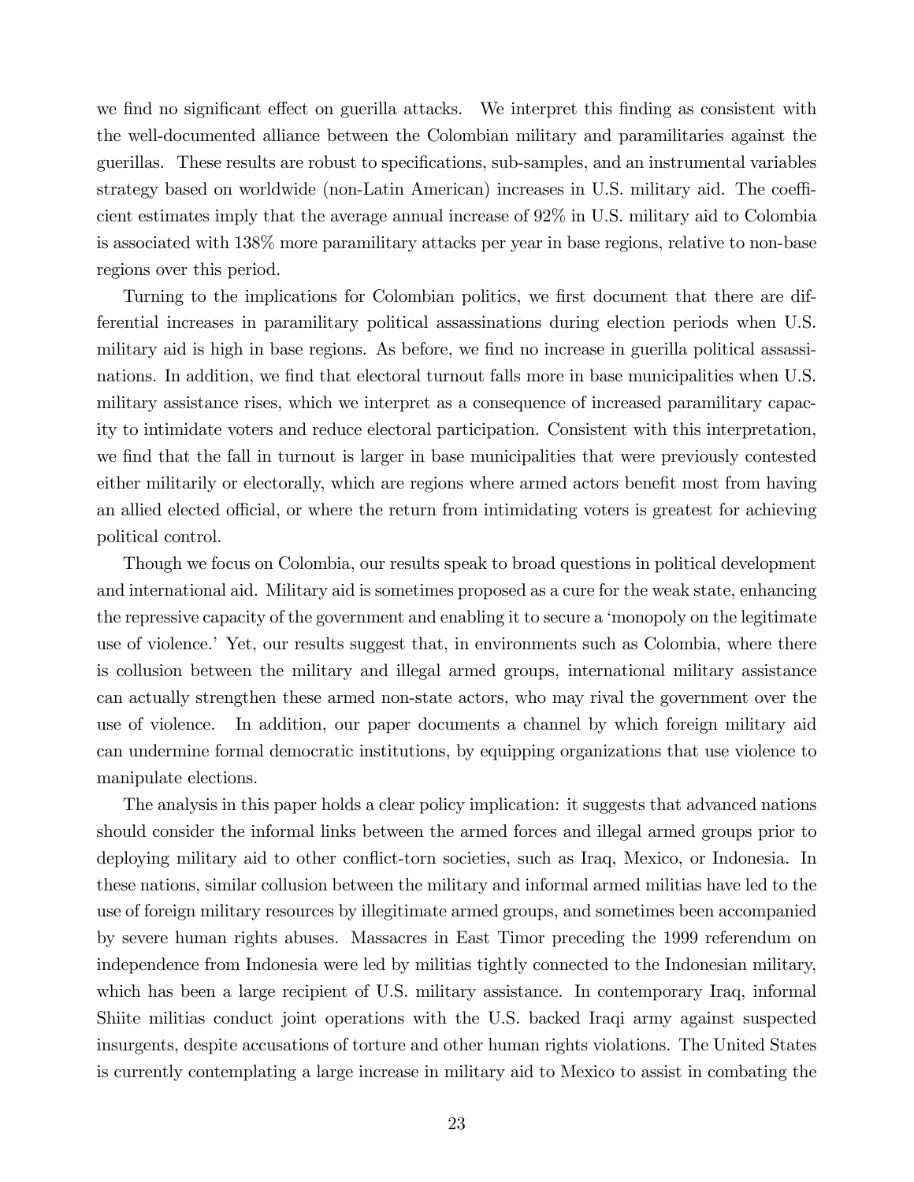we find no significant effect on guerilla attacks. We interpret this finding as consistent with the well-documented alliance between the Colombian military and paramilitaries against the guerillas. These results are robust to specifications, sub-samples, and an instrumental variables strategy based on worldwide (non-Latin American) increases in U.S. military aid. The coefficient estimates imply that the average annual increase of 92% in U.S. military aid to Colombia is associated with 138% more paramilitary attacks per year in base regions, relative to non-base regions over this period.

Turning to the implications for Colombian politics, we first document that there are differential increases in paramilitary political assassinations during election periods when U.S. military aid is high in base regions. As before, we find no increase in guerilla political assassinations. In addition, we find that electoral turnout falls more in base municipalities when U.S. military assistance rises, which we interpret as a consequence of increased paramilitary capacity to intimidate voters and reduce electoral participation. Consistent with this interpretation, we find that the fall in turnout is larger in base municipalities that were previously contested either militarily or electorally, which are regions where armed actors benefit most from having an allied elected official, or where the return from intimidating voters is greatest for achieving political control.

Though we focus on Colombia, our results speak to broad questions in political development and international aid. Military aid is sometimes proposed as a cure for the weak state, enhancing the repressive capacity of the government and enabling it to secure a 'monopoly on the legitimate use of violence.' Yet, our results suggest that, in environments such as Colombia, where there is collusion between the military and illegal armed groups, international military assistance can actually strengthen these armed non-state actors, who may rival the government over the use of violence. In addition, our paper documents a channel by which foreign military aid can undermine formal democratic institutions, by equipping organizations that use violence to manipulate elections.

The analysis in this paper holds a clear policy implication: it suggests that advanced nations should consider the informal links between the armed forces and illegal armed groups prior to deploying military aid to other conflict-torn societies, such as Iraq, Mexico, or Indonesia. In these nations, similar collusion between the military and informal armed militias have led to the use of foreign military resources by illegitimate armed groups, and sometimes been accompanied by severe human rights abuses. Massacres in East Timor preceding the 1999 referendum on independence from Indonesia were led by militias tightly connected to the Indonesian military, which has been a large recipient of U.S. military assistance. In contemporary Iraq, informal Shiite militias conduct joint operations with the U.S. backed Iraqi army against suspected insurgents, despite accusations of torture and other human rights violations. The United States is currently contemplating a large increase in military aid to Mexico to assist in combating the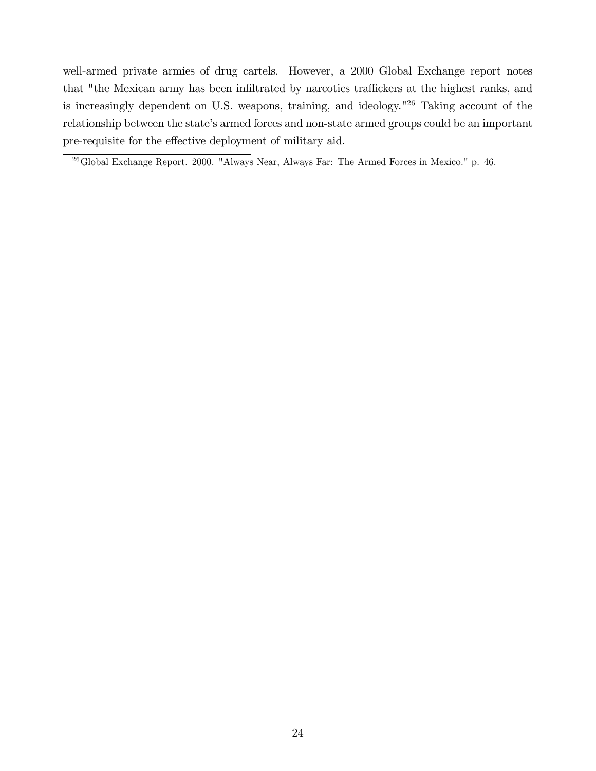well-armed private armies of drug cartels. However, a 2000 Global Exchange report notes that "the Mexican army has been infiltrated by narcotics traffickers at the highest ranks, and is increasingly dependent on U.S. weapons, training, and ideology."[26] Taking account of the relationship between the state's armed forces and non-state armed groups could be an important pre-requisite for the effective deployment of military aid.

[26] Global Exchange Report. 2000. "Always Near, Always Far: The Armed Forces in Mexico." p. 46.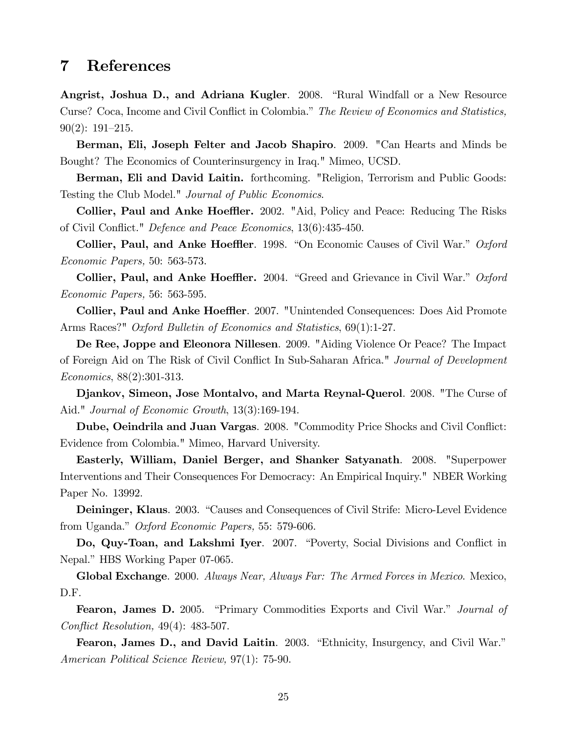# 7 References

**Angrist, Joshua D., and Adriana Kugler**. 2008. "Rural Windfall or a New Resource Curse? Coca, Income and Civil Conflict in Colombia." *The Review of Economics and Statistics,* 90(2): 191–215.

**Berman, Eli, Joseph Felter and Jacob Shapiro**. 2009. "Can Hearts and Minds be Bought? The Economics of Counterinsurgency in Iraq." Mimeo, UCSD.

**Berman, Eli and David Laitin.** forthcoming. "Religion, Terrorism and Public Goods: Testing the Club Model." *Journal of Public Economics*.

**Collier, Paul and Anke Hoeffler.** 2002. "Aid, Policy and Peace: Reducing The Risks of Civil Conflict." *Defence and Peace Economics*, 13(6):435-450.

**Collier, Paul, and Anke Hoeffler**. 1998. "On Economic Causes of Civil War." *Oxford Economic Papers,* 50: 563-573.

**Collier, Paul, and Anke Hoeffler.** 2004. "Greed and Grievance in Civil War." *Oxford Economic Papers,* 56: 563-595.

**Collier, Paul and Anke Hoeffler**. 2007. "Unintended Consequences: Does Aid Promote Arms Races?" *Oxford Bulletin of Economics and Statistics*, 69(1):1-27.

**De Ree, Joppe and Eleonora Nillesen**. 2009. "Aiding Violence Or Peace? The Impact of Foreign Aid on The Risk of Civil Conflict In Sub-Saharan Africa." *Journal of Development Economics*, 88(2):301-313.

**Djankov, Simeon, Jose Montalvo, and Marta Reynal-Querol**. 2008. "The Curse of Aid." *Journal of Economic Growth*, 13(3):169-194.

**Dube, Oeindrila and Juan Vargas**. 2008. "Commodity Price Shocks and Civil Conflict: Evidence from Colombia." Mimeo, Harvard University.

**Easterly, William, Daniel Berger, and Shanker Satyanath**. 2008. "Superpower Interventions and Their Consequences For Democracy: An Empirical Inquiry." NBER Working Paper No. 13992.

**Deininger, Klaus**. 2003. "Causes and Consequences of Civil Strife: Micro-Level Evidence from Uganda." *Oxford Economic Papers,* 55: 579-606.

**Do, Quy-Toan, and Lakshmi Iyer**. 2007. "Poverty, Social Divisions and Conflict in Nepal." HBS Working Paper 07-065.

**Global Exchange**. 2000. *Always Near, Always Far: The Armed Forces in Mexico*. Mexico, D.F.

**Fearon, James D.** 2005. "Primary Commodities Exports and Civil War." *Journal of Conflict Resolution,* 49(4): 483-507.

**Fearon, James D., and David Laitin**. 2003. "Ethnicity, Insurgency, and Civil War." *American Political Science Review,* 97(1): 75-90.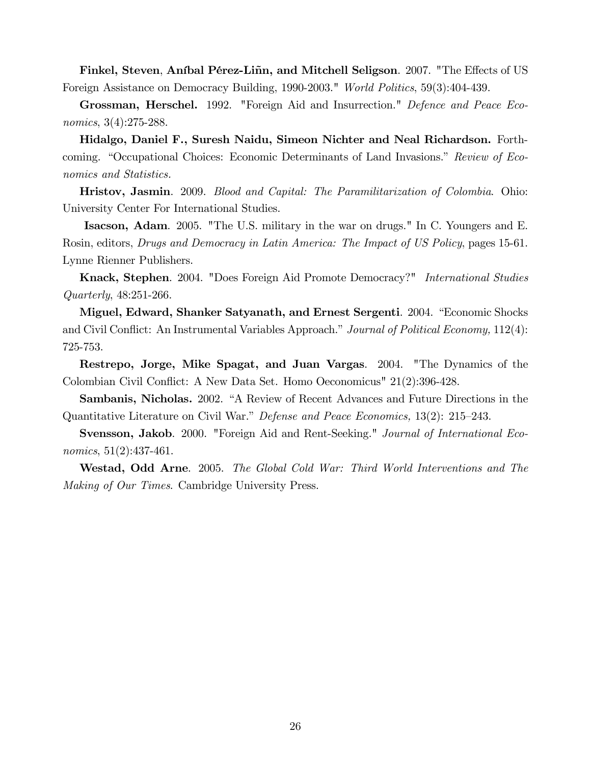**Finkel, Steven**, **Aníbal Pérez-Liñn, and Mitchell Seligson**. 2007. "The Effects of US Foreign Assistance on Democracy Building, 1990-2003." *World Politics*, 59(3):404-439.

**Grossman, Herschel.** 1992. "Foreign Aid and Insurrection." *Defence and Peace Economics*, 3(4):275-288.

**Hidalgo, Daniel F., Suresh Naidu, Simeon Nichter and Neal Richardson.** Forthcoming. "Occupational Choices: Economic Determinants of Land Invasions." *Review of Economics and Statistics.*

**Hristov, Jasmin**. 2009. *Blood and Capital: The Paramilitarization of Colombia*. Ohio: University Center For International Studies.

**Isacson, Adam**. 2005. "The U.S. military in the war on drugs." In C. Youngers and E. Rosin, editors, *Drugs and Democracy in Latin America: The Impact of US Policy*, pages 15-61. Lynne Rienner Publishers.

**Knack, Stephen**. 2004. "Does Foreign Aid Promote Democracy?" *International Studies Quarterly*, 48:251-266.

**Miguel, Edward, Shanker Satyanath, and Ernest Sergenti**. 2004. "Economic Shocks and Civil Conflict: An Instrumental Variables Approach." *Journal of Political Economy,* 112(4): 725-753.

**Restrepo, Jorge, Mike Spagat, and Juan Vargas**. 2004. "The Dynamics of the Colombian Civil Conflict: A New Data Set. Homo Oeconomicus" 21(2):396-428.

**Sambanis, Nicholas.** 2002. "A Review of Recent Advances and Future Directions in the Quantitative Literature on Civil War." *Defense and Peace Economics,* 13(2): 215–243.

**Svensson, Jakob**. 2000. "Foreign Aid and Rent-Seeking." *Journal of International Economics*, 51(2):437-461.

**Westad, Odd Arne**. 2005. *The Global Cold War: Third World Interventions and The Making of Our Times*. Cambridge University Press.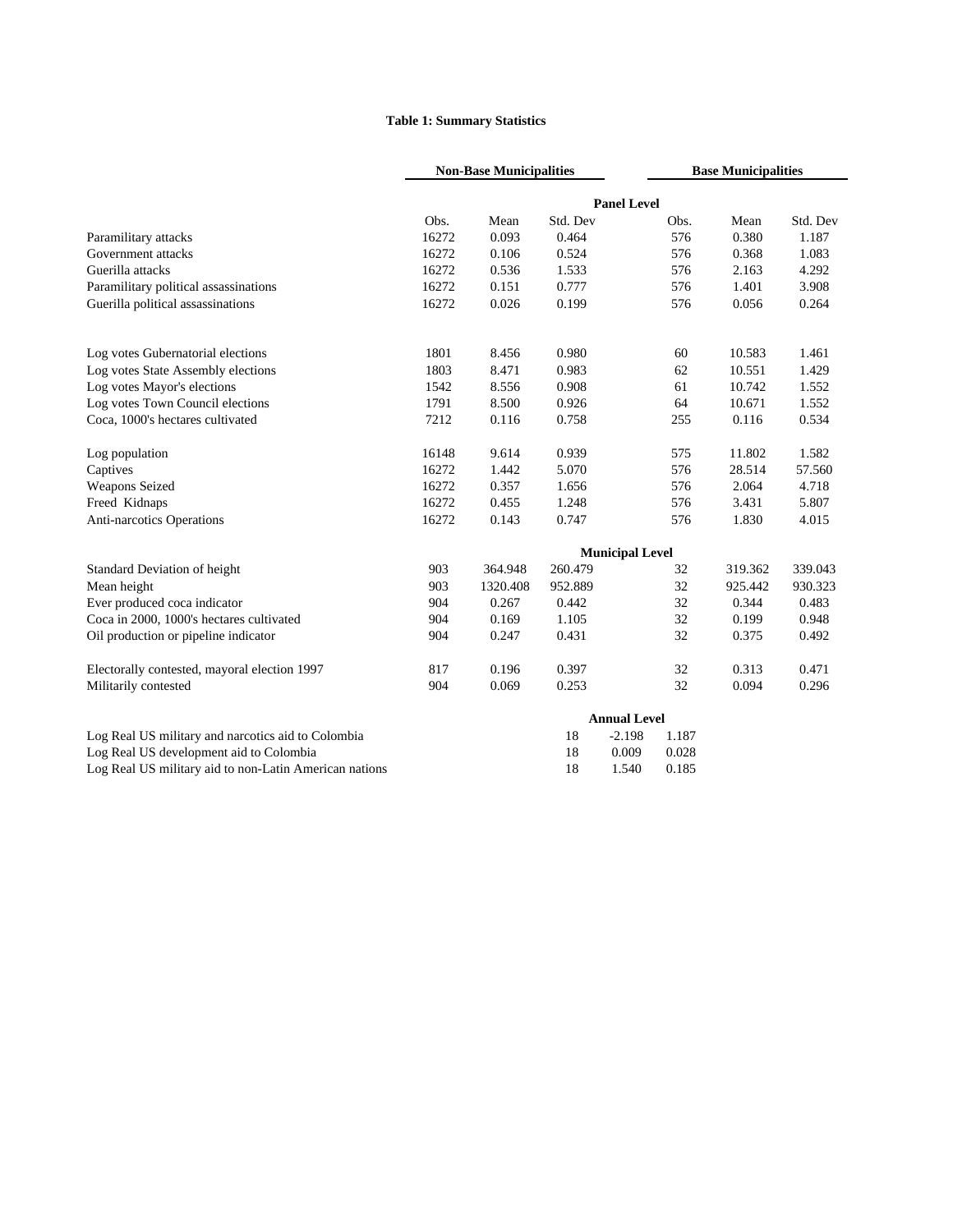**Table 1: Summary Statistics**

| | Non-Base Municipalities | | | Base Municipalities | | |
|---|---|---|---|---|---|---|
| | **Panel Level** | | | | | |
| | Obs. | Mean | Std. Dev | Obs. | Mean | Std. Dev |
| Paramilitary attacks | 16272 | 0.093 | 0.464 | 576 | 0.380 | 1.187 |
| Government attacks | 16272 | 0.106 | 0.524 | 576 | 0.368 | 1.083 |
| Guerilla attacks | 16272 | 0.536 | 1.533 | 576 | 2.163 | 4.292 |
| Paramilitary political assassinations | 16272 | 0.151 | 0.777 | 576 | 1.401 | 3.908 |
| Guerilla political assassinations | 16272 | 0.026 | 0.199 | 576 | 0.056 | 0.264 |
| Log votes Gubernatorial elections | 1801 | 8.456 | 0.980 | 60 | 10.583 | 1.461 |
| Log votes State Assembly elections | 1803 | 8.471 | 0.983 | 62 | 10.551 | 1.429 |
| Log votes Mayor's elections | 1542 | 8.556 | 0.908 | 61 | 10.742 | 1.552 |
| Log votes Town Council elections | 1791 | 8.500 | 0.926 | 64 | 10.671 | 1.552 |
| Coca, 1000's hectares cultivated | 7212 | 0.116 | 0.758 | 255 | 0.116 | 0.534 |
| Log population | 16148 | 9.614 | 0.939 | 575 | 11.802 | 1.582 |
| Captives | 16272 | 1.442 | 5.070 | 576 | 28.514 | 57.560 |
| Weapons Seized | 16272 | 0.357 | 1.656 | 576 | 2.064 | 4.718 |
| Freed Kidnaps | 16272 | 0.455 | 1.248 | 576 | 3.431 | 5.807 |
| Anti-narcotics Operations | 16272 | 0.143 | 0.747 | 576 | 1.830 | 4.015 |
| | **Municipal Level** | | | | | |
| Standard Deviation of height | 903 | 364.948 | 260.479 | 32 | 319.362 | 339.043 |
| Mean height | 903 | 1320.408 | 952.889 | 32 | 925.442 | 930.323 |
| Ever produced coca indicator | 904 | 0.267 | 0.442 | 32 | 0.344 | 0.483 |
| Coca in 2000, 1000's hectares cultivated | 904 | 0.169 | 1.105 | 32 | 0.199 | 0.948 |
| Oil production or pipeline indicator | 904 | 0.247 | 0.431 | 32 | 0.375 | 0.492 |
| Electorally contested, mayoral election 1997 | 817 | 0.196 | 0.397 | 32 | 0.313 | 0.471 |
| Militarily contested | 904 | 0.069 | 0.253 | 32 | 0.094 | 0.296 |

| **Annual Level** | Obs. | Mean | Std. Dev |
|---|---|---|---|
| Log Real US military and narcotics aid to Colombia | 18 | -2.198 | 1.187 |
| Log Real US development aid to Colombia | 18 | 0.009 | 0.028 |
| Log Real US military aid to non-Latin American nations | 18 | 1.540 | 0.185 |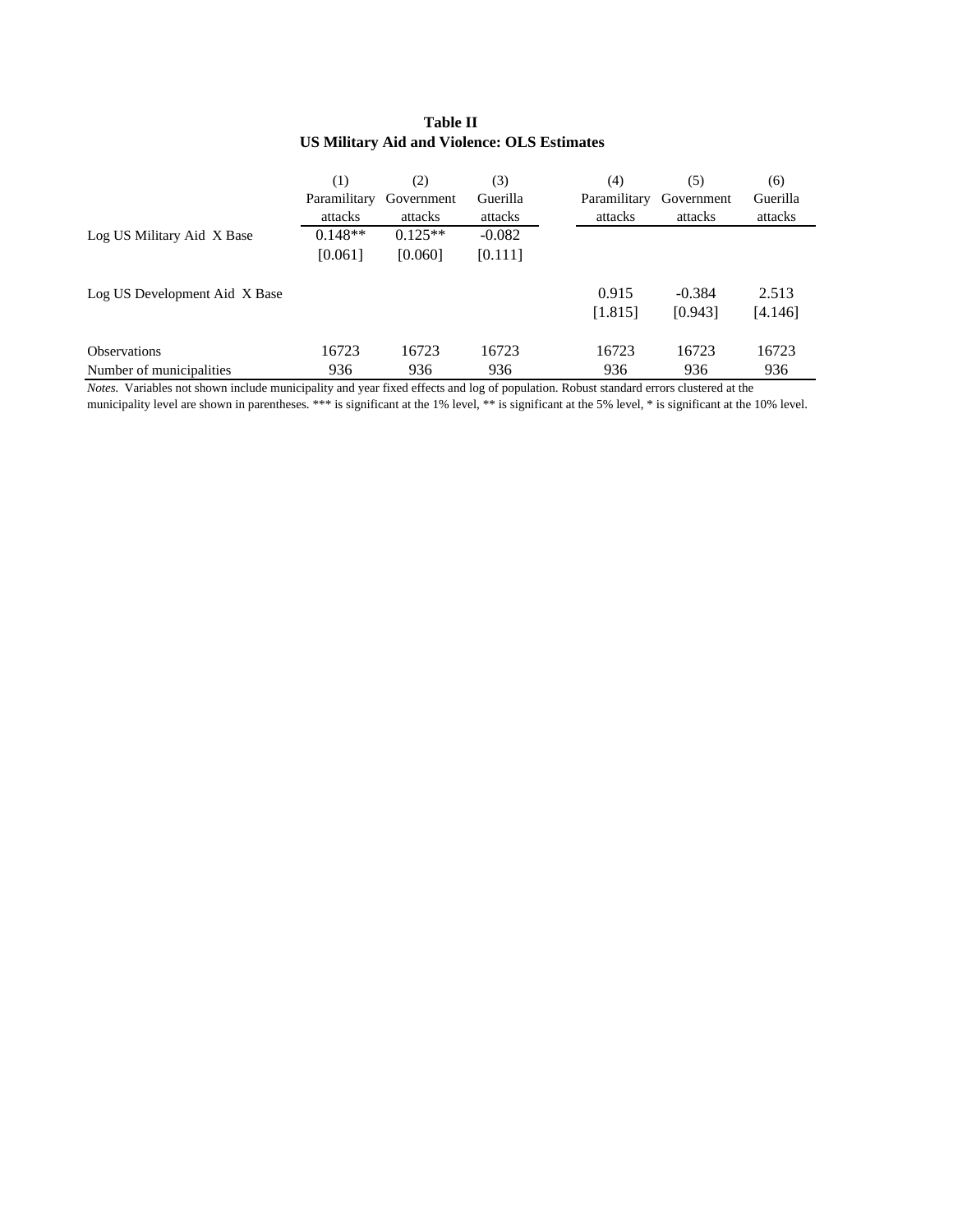**Table II**
**US Military Aid and Violence: OLS Estimates**

| | (1) Paramilitary attacks | (2) Government attacks | (3) Guerilla attacks | (4) Paramilitary attacks | (5) Government attacks | (6) Guerilla attacks |
|---|---|---|---|---|---|---|
| Log US Military Aid X Base | 0.148** | 0.125** | -0.082 | | | |
| | [0.061] | [0.060] | [0.111] | | | |
| Log US Development Aid X Base | | | | 0.915 | -0.384 | 2.513 |
| | | | | [1.815] | [0.943] | [4.146] |
| Observations | 16723 | 16723 | 16723 | 16723 | 16723 | 16723 |
| Number of municipalities | 936 | 936 | 936 | 936 | 936 | 936 |

*Notes.* Variables not shown include municipality and year fixed effects and log of population. Robust standard errors clustered at the municipality level are shown in parentheses. *** is significant at the 1% level, ** is significant at the 5% level, * is significant at the 10% level.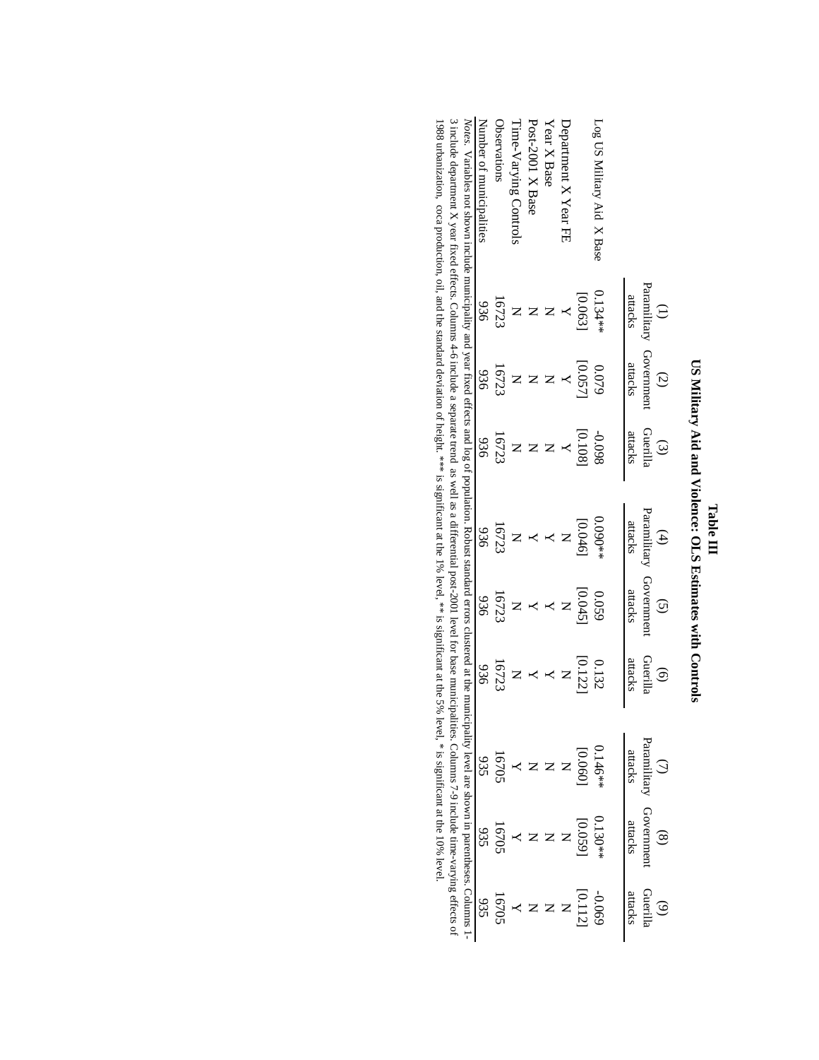# Table III

## US Military Aid and Violence: OLS Estimates with Controls

| | (1) Paramilitary attacks | (2) Government attacks | (3) Guerilla attacks | (4) Paramilitary attacks | (5) Government attacks | (6) Guerilla attacks | (7) Paramilitary attacks | (8) Government attacks | (9) Guerilla attacks |
|---|---|---|---|---|---|---|---|---|---|
| Log US Military Aid X Base | 0.134** | 0.079 | -0.098 | 0.090* | 0.059 | 0.132 | 0.146** | 0.130** | -0.069 |
| | [0.063] | [0.057] | [0.108] | [0.046] | [0.045] | [0.122] | [0.060] | [0.059] | [0.112] |
| Department X Year FE | Y | Y | Y | N | N | N | N | N | N |
| Year X Base | N | N | N | Y | Y | Y | N | N | N |
| Post-2001 X Base | N | N | N | Y | Y | Y | N | N | N |
| Time-Varying Controls | N | N | N | N | N | N | Y | Y | Y |
| Observations | 16723 | 16723 | 16723 | 16723 | 16723 | 16723 | 16705 | 16705 | 16705 |
| Number of municipalities | 936 | 936 | 936 | 936 | 936 | 936 | 935 | 935 | 935 |

*Notes.* Variables not shown include municipality and year fixed effects and log of population. Robust standard errors clustered at the municipality level are shown in parentheses. Columns 1-3 include department X year fixed effects. Columns 4-6 include a separate trend as well as a differential post-2001 level for base municipalities. Columns 7-9 include time-varying effects of 1988 urbanization, coca production, oil, and the standard deviation of height. *** is significant at the 1% level, ** is significant at the 5% level, * is significant at the 10% level.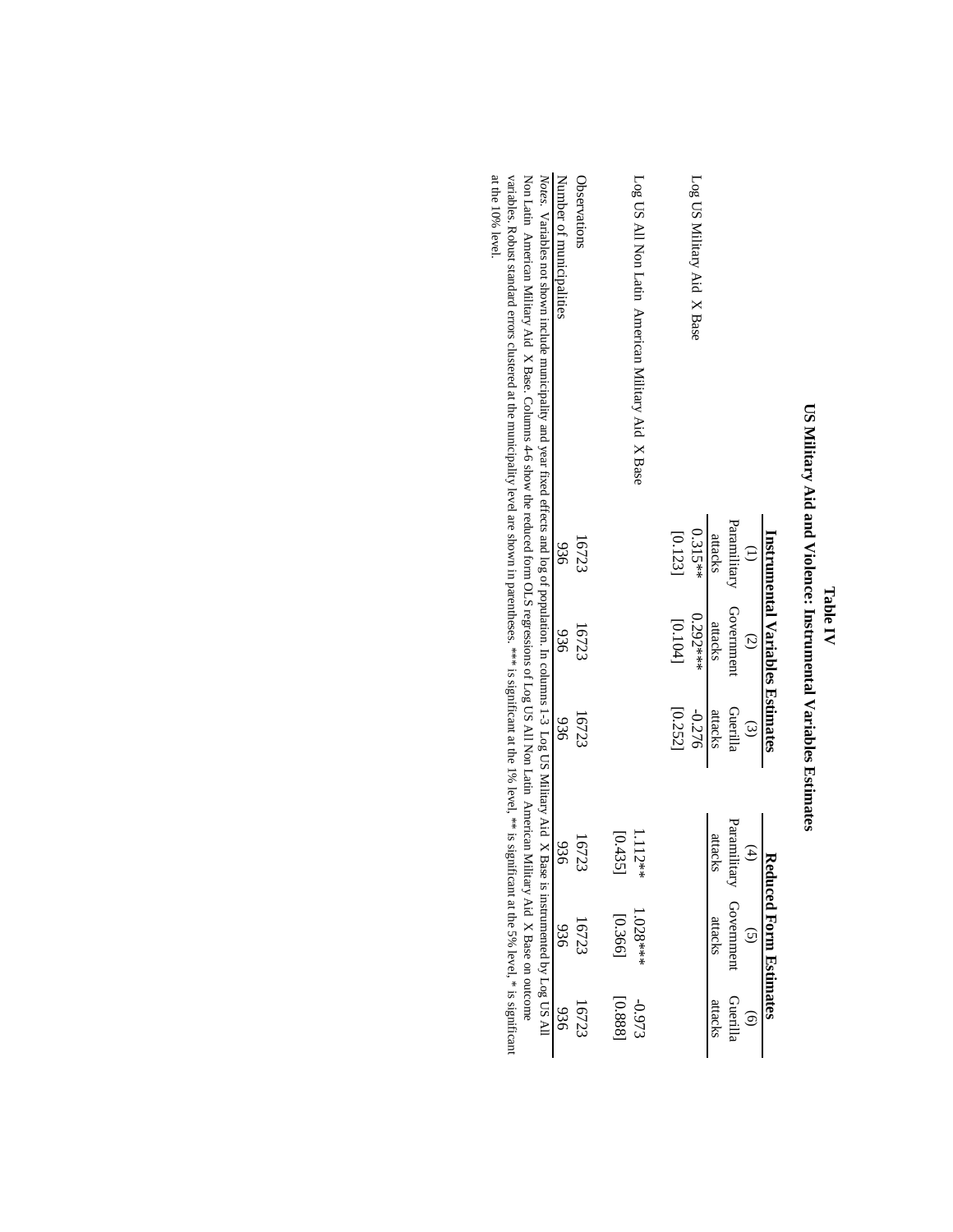**Table IV**

**US Military Aid and Violence: Instrumental Variables Estimates**

| | **Instrumental Variables Estimates** | | | **Reduced Form Estimates** | | |
|---|---|---|---|---|---|---|
| | (1) | (2) | (3) | (4) | (5) | (6) |
| | Paramilitary attacks | Government attacks | Guerilla attacks | Paramilitary attacks | Government attacks | Guerilla attacks |
| Log US Military Aid X Base | 0.315** | 0.292*** | -0.276 | | | |
| | [0.123] | [0.104] | [0.252] | | | |
| Log US All Non Latin American Military Aid X Base | | | | 1.112** | 1.028*** | -0.973 |
| | | | | [0.435] | [0.366] | [0.888] |
| Observations | 16723 | 16723 | 16723 | 16723 | 16723 | 16723 |
| Number of municipalities | 936 | 936 | 936 | 936 | 936 | 936 |

*Notes*. Variables not shown include municipality and year fixed effects and log of population. In columns 1-3 Log US Military Aid X Base is instrumented by Log US All Non Latin American Military Aid X Base. Columns 4-6 show the reduced form OLS regressions of Log US All Non Latin American Military Aid X Base on outcome variables. Robust standard errors clustered at the municipality level are shown in parentheses. *** is significant at the 1% level, ** is significant at the 5% level, * is significant at the 10% level.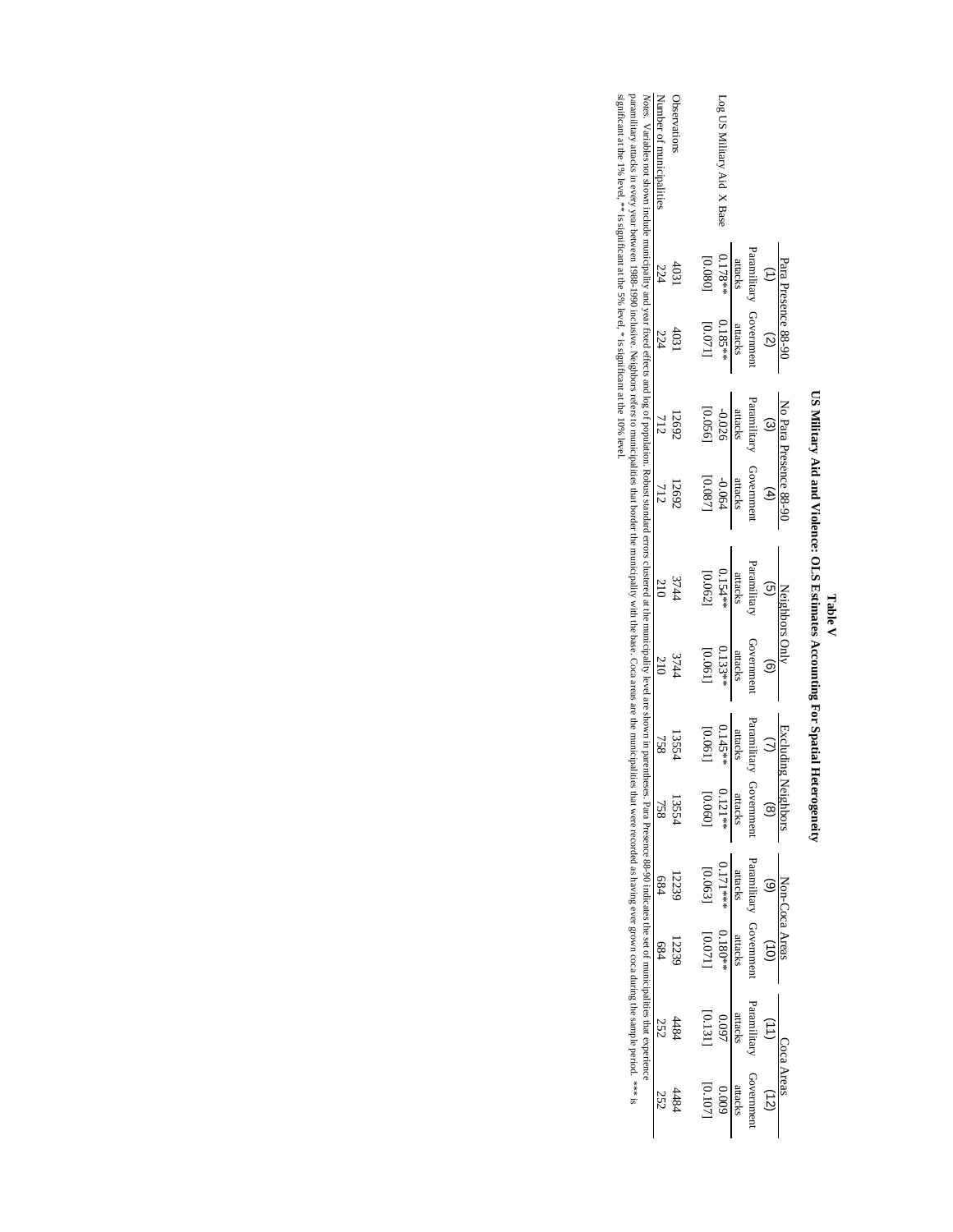**Table V**

**US Military Aid and Violence: OLS Estimates Accounting For Spatial Heterogeneity**

| | Para Presence 88-90 | | No Para Presence 88-90 | | Neighbors Only | | Excluding Neighbors | | Non-Coca Areas | | Coca Areas | |
|---|---|---|---|---|---|---|---|---|---|---|---|---|
| | (1) | (2) | (3) | (4) | (5) | (6) | (7) | (8) | (9) | (10) | (11) | (12) |
| | Paramilitary attacks | Government attacks | Paramilitary attacks | Government attacks | Paramilitary attacks | Government attacks | Paramilitary attacks | Government attacks | Paramilitary attacks | Government attacks | Paramilitary attacks | Government attacks |
| Log US Military Aid X Base | 0.178** | 0.185** | -0.026 | -0.064 | 0.154** | 0.133** | 0.145** | 0.121** | 0.171*** | 0.180** | 0.097 | 0.009 |
| | [0.080] | [0.071] | [0.056] | [0.087] | [0.062] | [0.061] | [0.061] | [0.060] | [0.063] | [0.071] | [0.131] | [0.107] |
| Observations | 4031 | 4031 | 12692 | 12692 | 3744 | 3744 | 13554 | 13554 | 12239 | 12239 | 4484 | 4484 |
| Number of municipalities | 224 | 224 | 712 | 712 | 210 | 210 | 758 | 758 | 684 | 684 | 252 | 252 |

*Notes.* Variables not shown include municipality and year fixed effects and log of population. Robust standard errors clustered at the municipality level are shown in parentheses. Para Presence 88-90 indicates the set of municipalities that experience paramilitary attacks in every year between 1988-1990 inclusive. Neighbors refers to municipalities that border the municipality with the base. Coca areas are the municipalities that were recorded as having ever grown coca during the sample period. *** is significant at the 1% level, ** is significant at the 5% level, * is significant at the 10% level.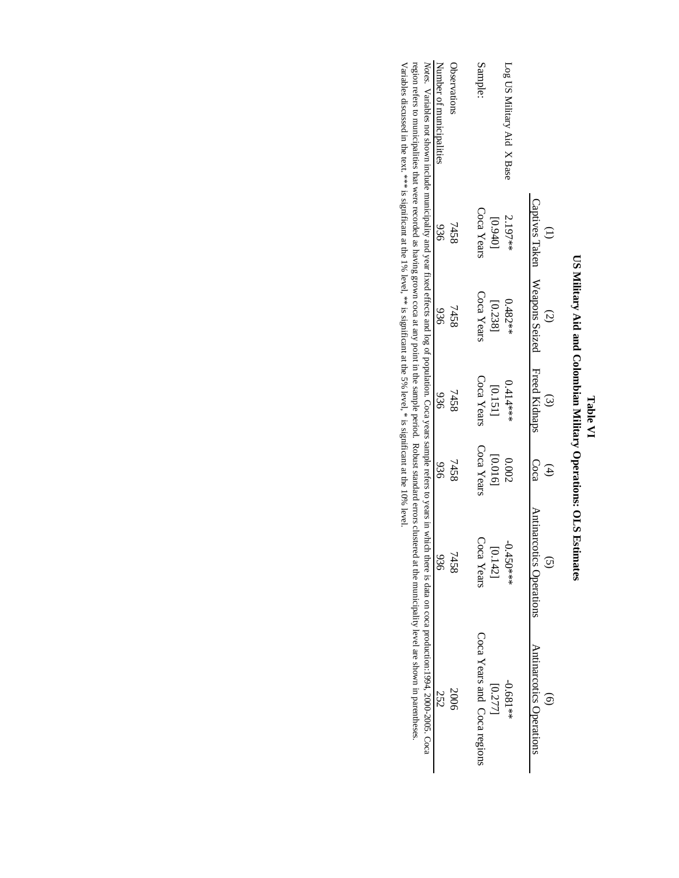**Table VI**

**US Military Aid and Colombian Military Operations: OLS Estimates**

| | (1) | (2) | (3) | (4) | (5) | (6) |
|---|---|---|---|---|---|---|
| | Captives Taken | Weapons Seized | Freed Kidnaps | Coca | Antinarcotics Operations | Antinarcotics Operations |
| Log US Military Aid X Base | 2.197** | 0.482** | 0.414*** | 0.002 | -0.450*** | -0.681** |
| | [0.940] | [0.238] | [0.151] | [0.016] | [0.142] | [0.277] |
| Sample: | Coca Years | Coca Years | Coca Years | Coca Years | Coca Years | Coca Years and Coca regions |
| Observations | 7458 | 7458 | 7458 | 7458 | 7458 | 2006 |
| Number of municipalities | 936 | 936 | 936 | 936 | 936 | 252 |

*Notes.* Variables not shown include municipality and year fixed effects and log of population. Coca years sample refers to years in which there is data on coca production:1994, 2000-2005. Coca region refers to municipalities that were recorded as having grown coca at any point in the sample period. Robust standard errors clustered at the municipality level are shown in parentheses. Variables discussed in the text. *** is significant at the 1% level, ** is significant at the 5% level, * is significant at the 10% level.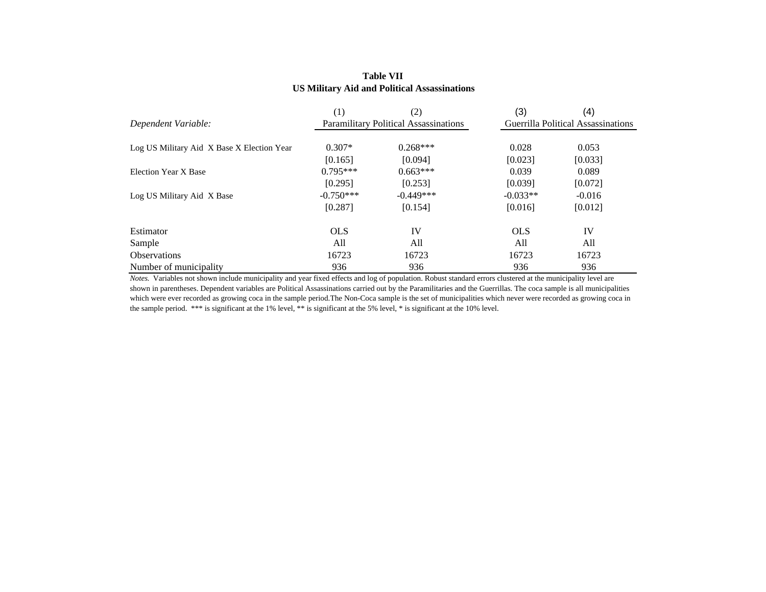**Table VII**
**US Military Aid and Political Assassinations**

| | (1) | (2) | (3) | (4) |
|---|---|---|---|---|
| *Dependent Variable:* | Paramilitary Political Assassinations | | Guerrilla Political Assassinations | |
| Log US Military Aid X Base X Election Year | 0.307* | 0.268*** | 0.028 | 0.053 |
| | [0.165] | [0.094] | [0.023] | [0.033] |
| Election Year X Base | 0.795*** | 0.663*** | 0.039 | 0.089 |
| | [0.295] | [0.253] | [0.039] | [0.072] |
| Log US Military Aid X Base | -0.750*** | -0.449*** | -0.033** | -0.016 |
| | [0.287] | [0.154] | [0.016] | [0.012] |
| Estimator | OLS | IV | OLS | IV |
| Sample | All | All | All | All |
| Observations | 16723 | 16723 | 16723 | 16723 |
| Number of municipality | 936 | 936 | 936 | 936 |

*Notes.* Variables not shown include municipality and year fixed effects and log of population. Robust standard errors clustered at the municipality level are shown in parentheses. Dependent variables are Political Assassinations carried out by the Paramilitaries and the Guerrillas. The coca sample is all municipalities which were ever recorded as growing coca in the sample period.The Non-Coca sample is the set of municipalities which never were recorded as growing coca in the sample period. *** is significant at the 1% level, ** is significant at the 5% level, * is significant at the 10% level.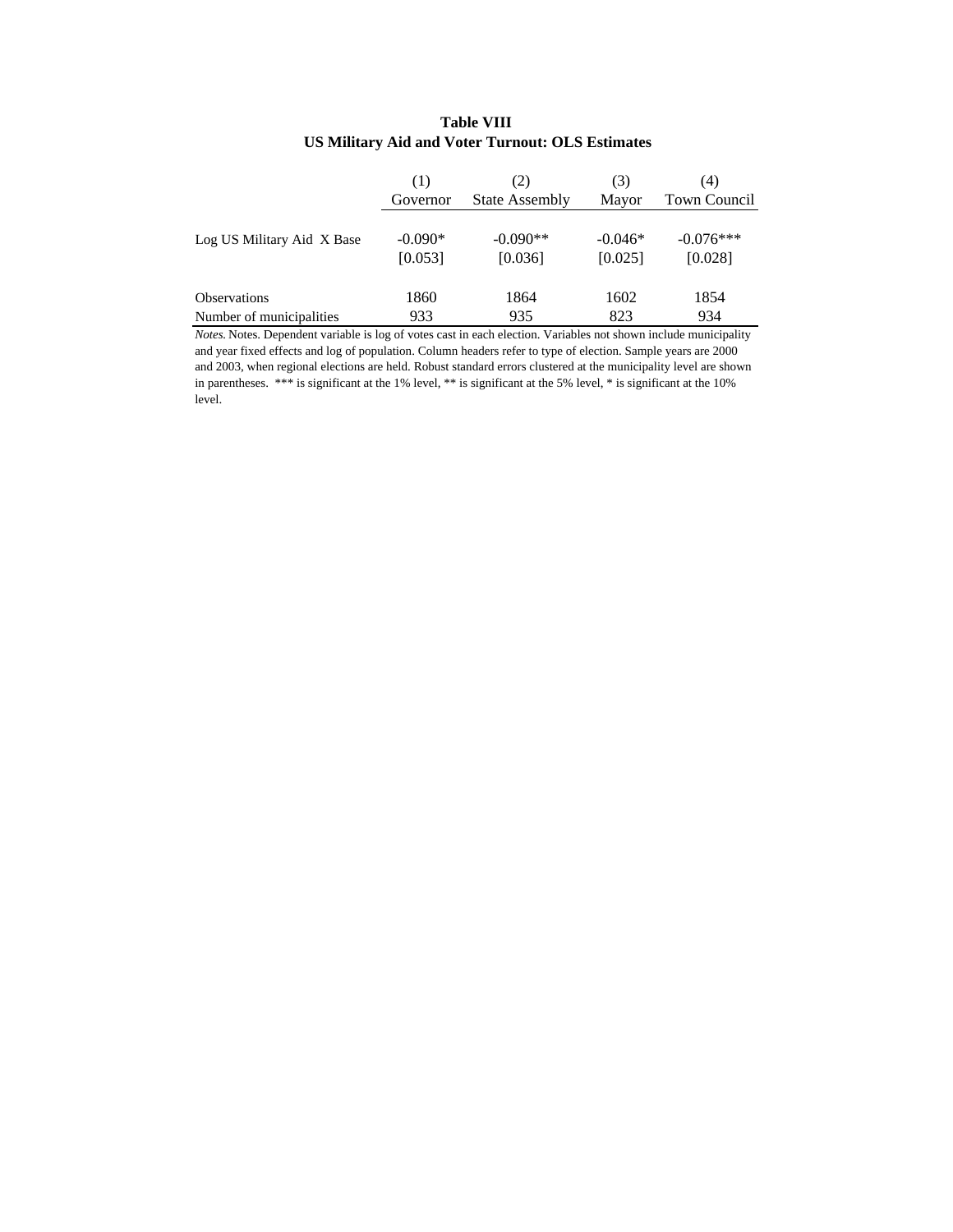**Table VIII**
**US Military Aid and Voter Turnout: OLS Estimates**

| | (1) Governor | (2) State Assembly | (3) Mayor | (4) Town Council |
|---|---|---|---|---|
| Log US Military Aid X Base | -0.090* | -0.090** | -0.046* | -0.076*** |
| | [0.053] | [0.036] | [0.025] | [0.028] |
| Observations | 1860 | 1864 | 1602 | 1854 |
| Number of municipalities | 933 | 935 | 823 | 934 |

*Notes.* Notes. Dependent variable is log of votes cast in each election. Variables not shown include municipality and year fixed effects and log of population. Column headers refer to type of election. Sample years are 2000 and 2003, when regional elections are held. Robust standard errors clustered at the municipality level are shown in parentheses. *** is significant at the 1% level, ** is significant at the 5% level, * is significant at the 10% level.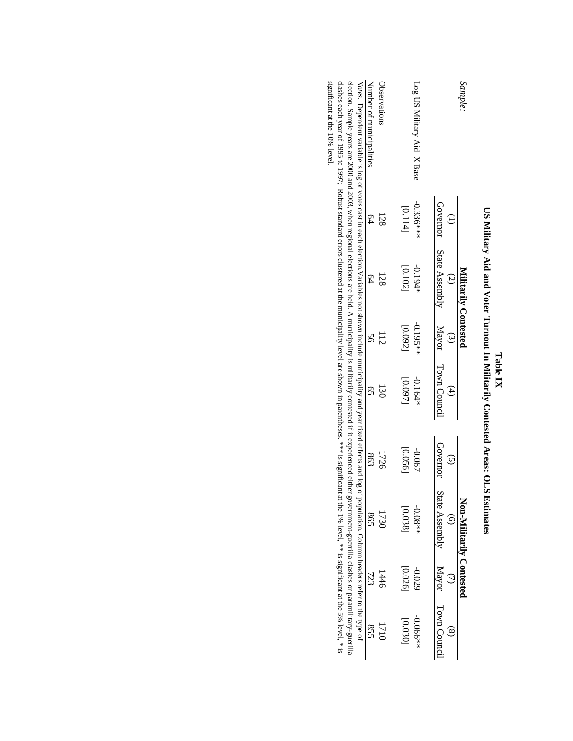# Table IX

## US Military Aid and Voter Turnout In Militarily Contested Areas: OLS Estimates

| *Sample*: | Militarily Contested | | | | Non-Militarily Contested | | | |
|---|---|---|---|---|---|---|---|---|
| | (1) | (2) | (3) | (4) | (5) | (6) | (7) | (8) |
| | Governor | State Assembly | Mayor | Town Council | Governor | State Assembly | Mayor | Town Council |
| Log US Military Aid X Base | -0.336*** | -0.194* | -0.195** | -0.164* | -0.067 | -0.08** | -0.029 | -0.066** |
| | [0.114] | [0.102] | [0.092] | [0.097] | [0.056] | [0.038] | [0.026] | [0.030] |
| Observations | 128 | 128 | 112 | 130 | 1726 | 1730 | 1446 | 1710 |
| Number of municipalities | 64 | 64 | 56 | 65 | 863 | 865 | 723 | 855 |

*Notes*. Dependent variable is log of votes cast in each election. Variables not shown include municipality and year fixed effects and log of population. Column headers refer to the type of election. Sample years are 2000 and 2003, when regional elections are held. A municipality is militarily contested if it experienced either government-guerilla clashes or paramilitary-guerilla clashes each year of 1995 to 1997; Robust standard errors clustered at the municipality level are shown in parentheses. *** is significant at the 1% level, ** is significant at the 5% level, * is significant at the 10% level.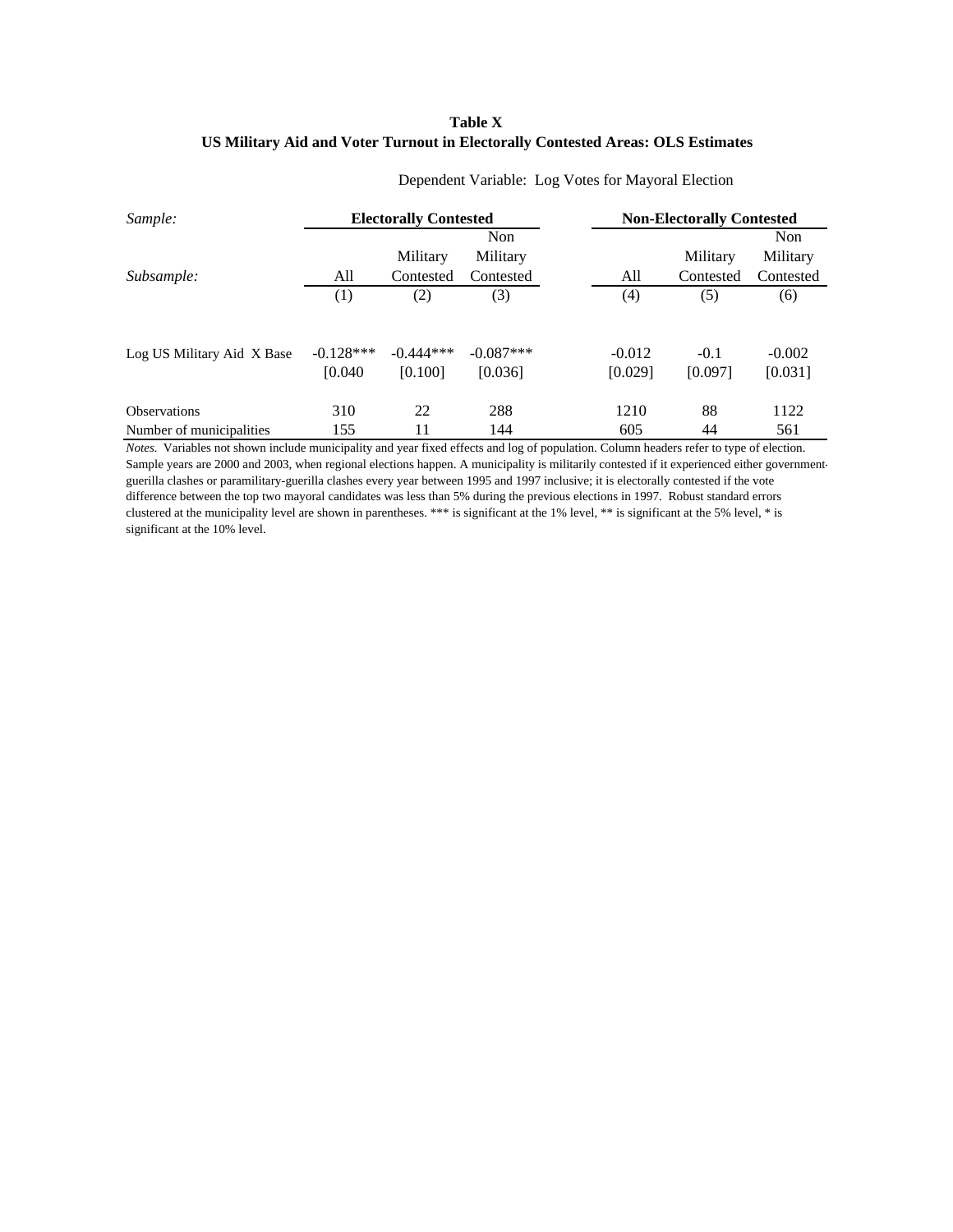**Table X**
**US Military Aid and Voter Turnout in Electorally Contested Areas: OLS Estimates**

Dependent Variable: Log Votes for Mayoral Election

| *Sample:* | **Electorally Contested** | | | **Non-Electorally Contested** | | |
|---|---|---|---|---|---|---|
| *Subsample:* | All | Military Contested | Non Military Contested | All | Military Contested | Non Military Contested |
| | (1) | (2) | (3) | (4) | (5) | (6) |
| Log US Military Aid X Base | -0.128*** | -0.444*** | -0.087*** | -0.012 | -0.1 | -0.002 |
| | [0.040 | [0.100] | [0.036] | [0.029] | [0.097] | [0.031] |
| Observations | 310 | 22 | 288 | 1210 | 88 | 1122 |
| Number of municipalities | 155 | 11 | 144 | 605 | 44 | 561 |

*Notes.* Variables not shown include municipality and year fixed effects and log of population. Column headers refer to type of election. Sample years are 2000 and 2003, when regional elections happen. A municipality is militarily contested if it experienced either government-guerilla clashes or paramilitary-guerilla clashes every year between 1995 and 1997 inclusive; it is electorally contested if the vote difference between the top two mayoral candidates was less than 5% during the previous elections in 1997. Robust standard errors clustered at the municipality level are shown in parentheses. *** is significant at the 1% level, ** is significant at the 5% level, * is significant at the 10% level.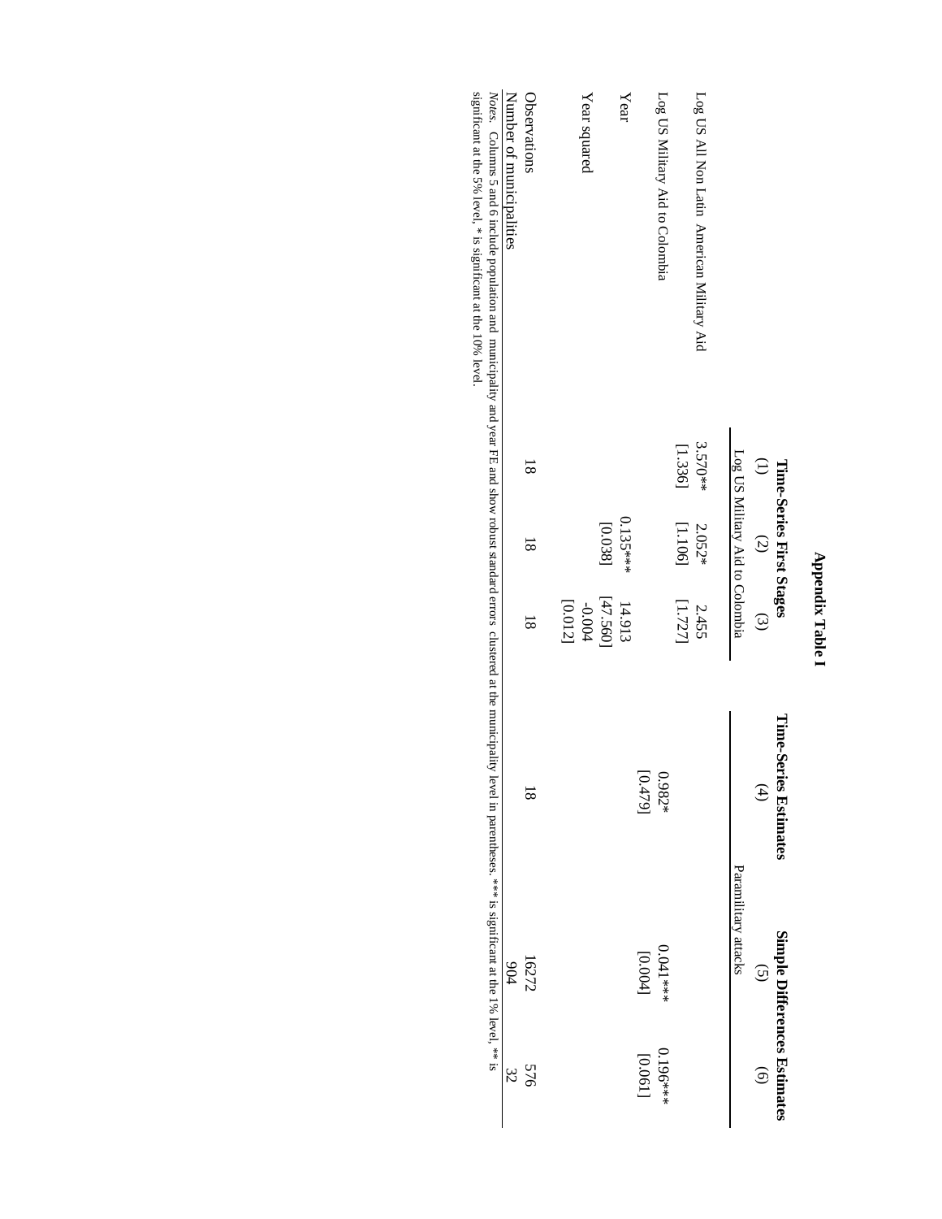# Appendix Table I

| | Time-Series First Stages | | | Time-Series Estimates | Simple Differences Estimates | |
|---|---|---|---|---|---|---|
| | (1) | (2) | (3) | (4) | (5) | (6) |
| | Log US Military Aid to Colombia | | | Paramilitary attacks | | |
| Log US All Non Latin American Military Aid | 3.570** | 2.052* | 2.455 | | | |
| | [1.336] | [1.106] | [1.727] | | | |
| Log US Military Aid to Colombia | | | | 0.982* | | 0.196*** |
| | | | | [0.479] | | [0.061] |
| Year | | 0.135*** | 14.913 | | 0.041*** | |
| | | [0.038] | [47.560] | | [0.004] | |
| Year squared | | | -0.004 | | | |
| | | | [0.012] | | | |
| Observations | 18 | 18 | 18 | 18 | 16272 | 576 |
| Number of municipalities | | | | | 904 | 32 |

*Notes.* Columns 5 and 6 include population and municipality and year FE and show robust standard errors clustered at the municipality level in parentheses. *** is significant at the 1% level, ** is significant at the 5% level, * is significant at the 10% level.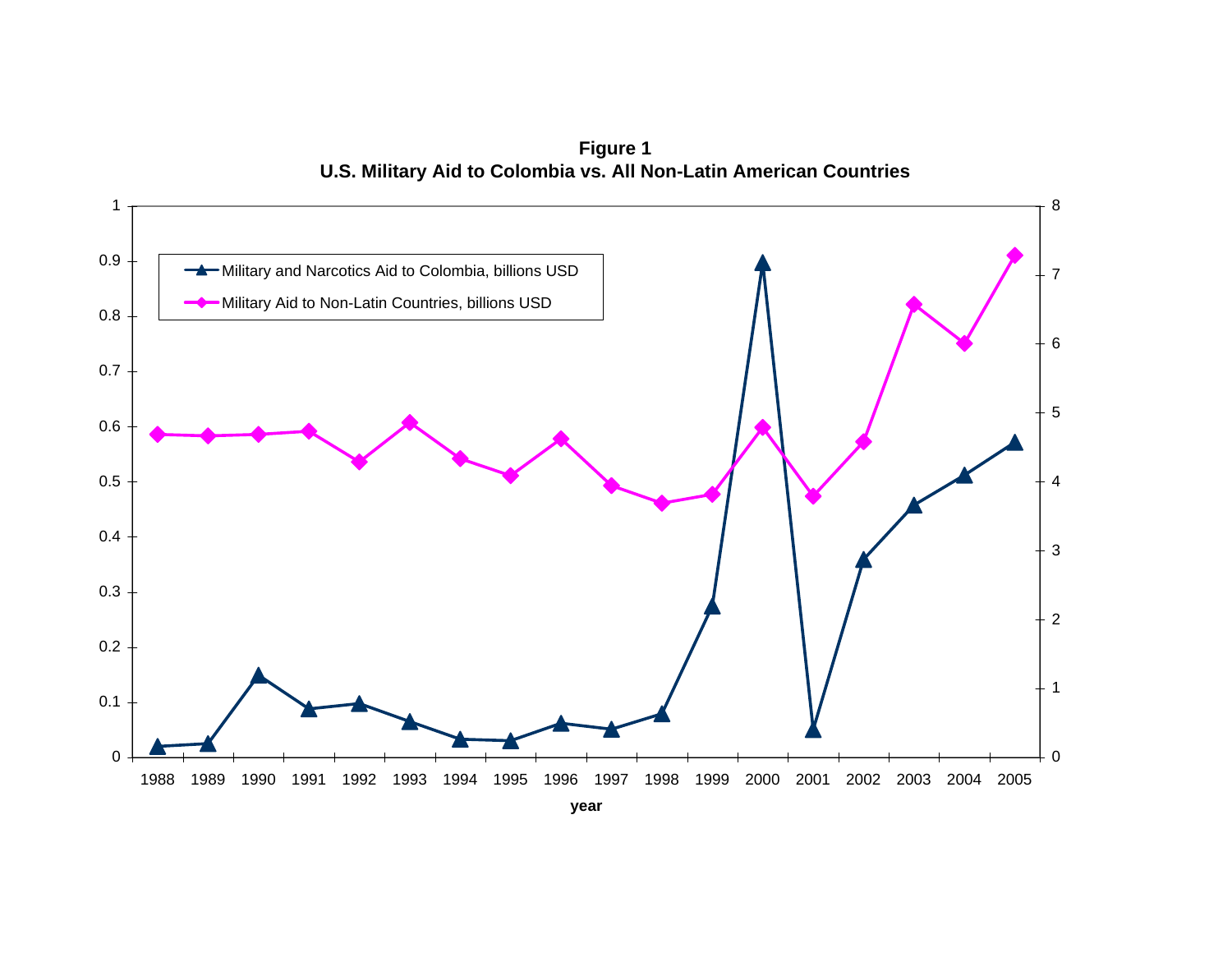**Figure 1**
**U.S. Military Aid to Colombia vs. All Non-Latin American Countries**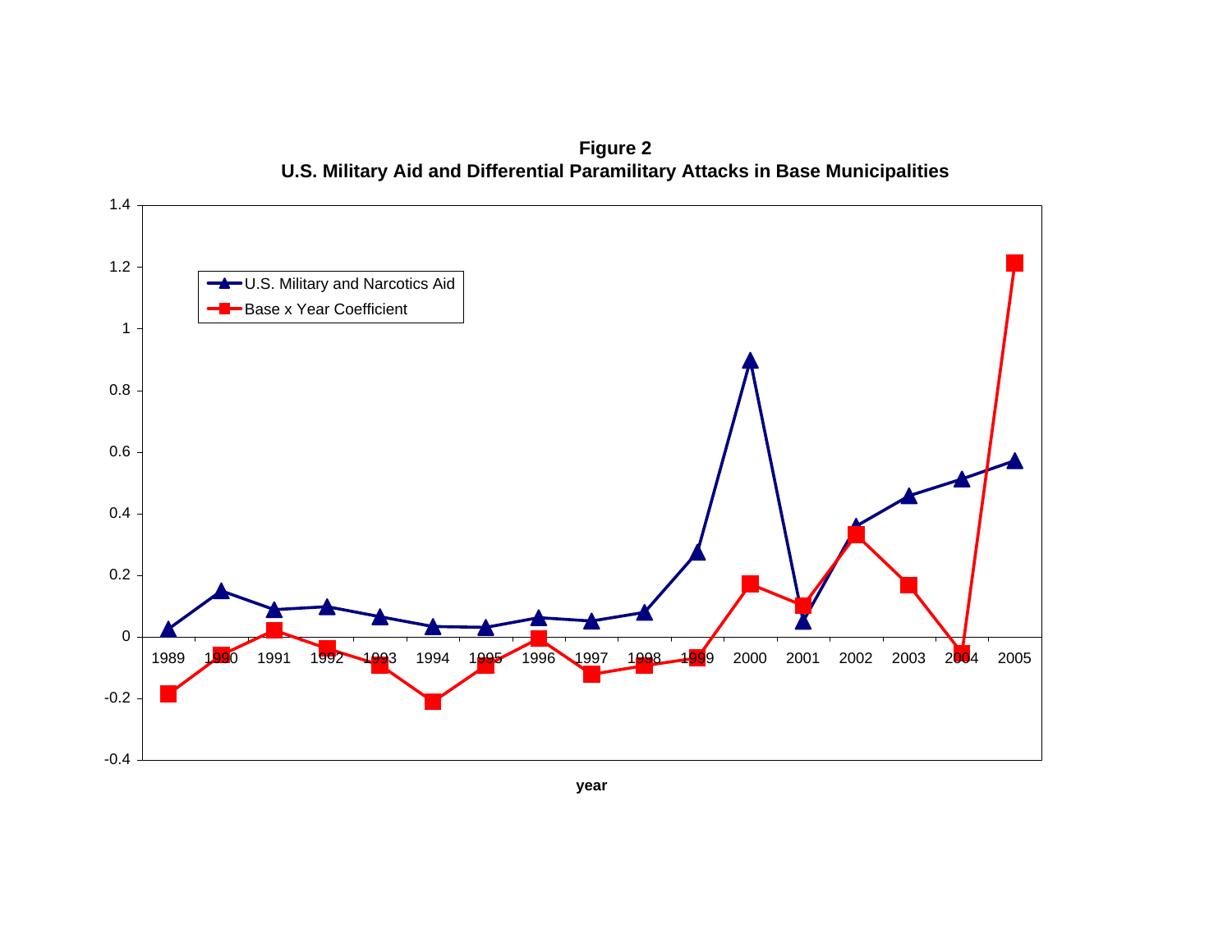**Figure 2**
**U.S. Military Aid and Differential Paramilitary Attacks in Base Municipalities**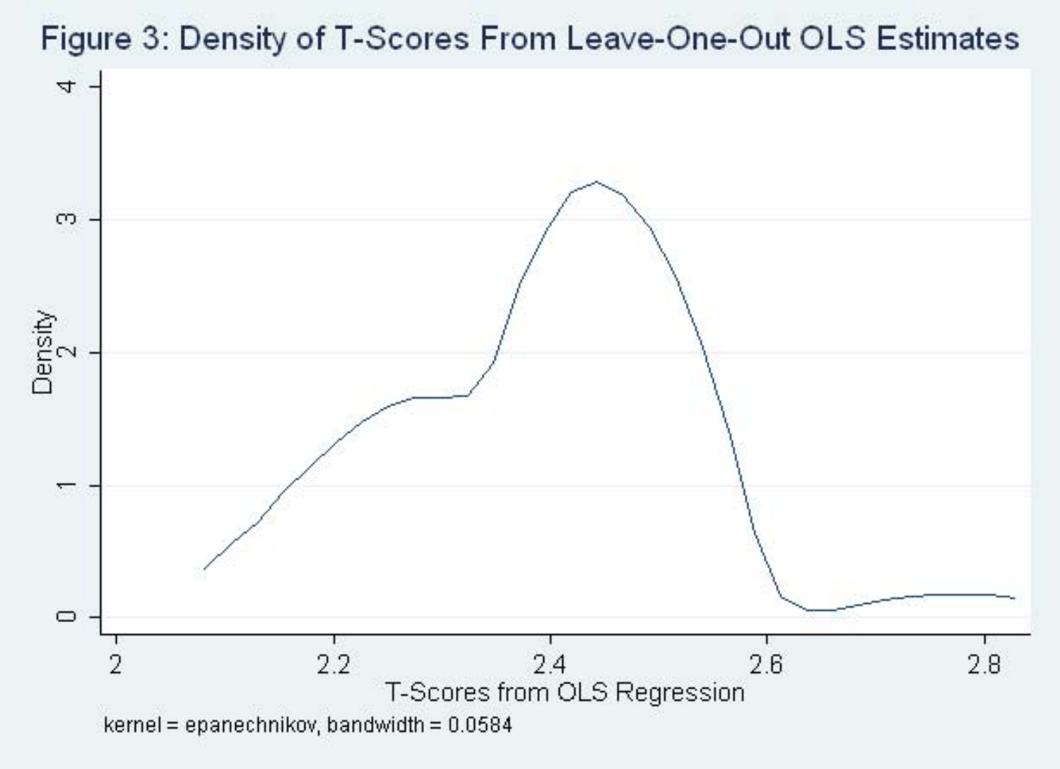Figure 3: Density of T-Scores From Leave-One-Out OLS Estimates

kernel = epanechnikov, bandwidth = 0.0584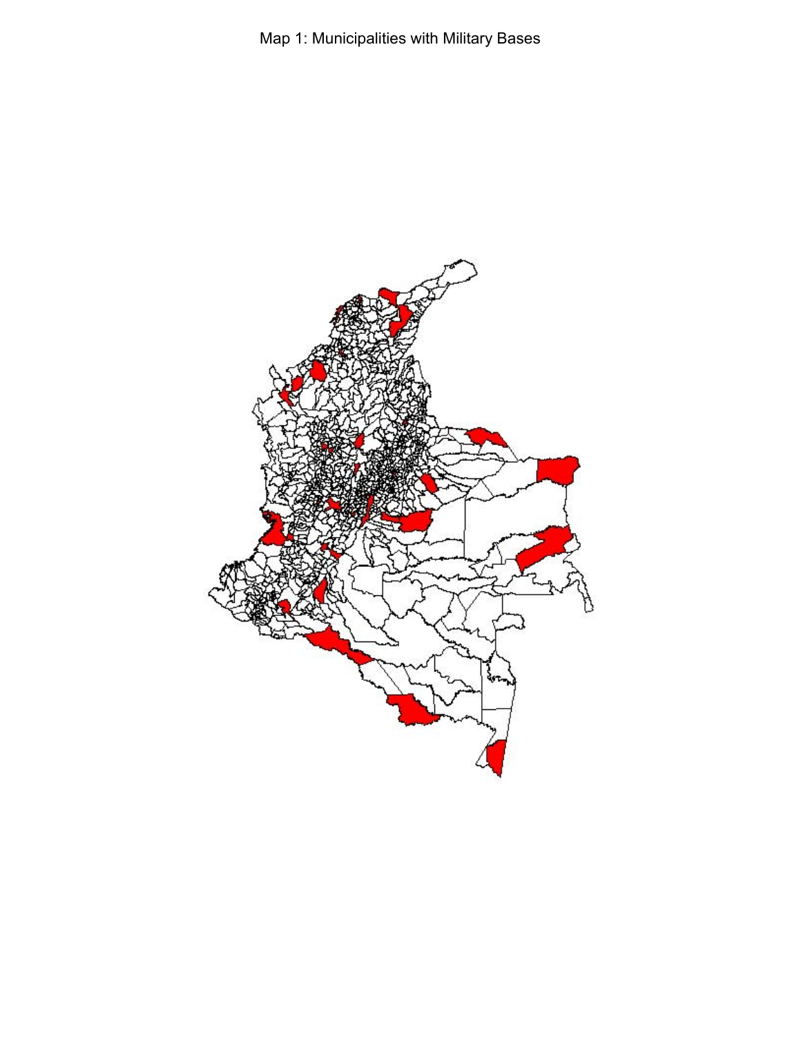Map 1: Municipalities with Military Bases